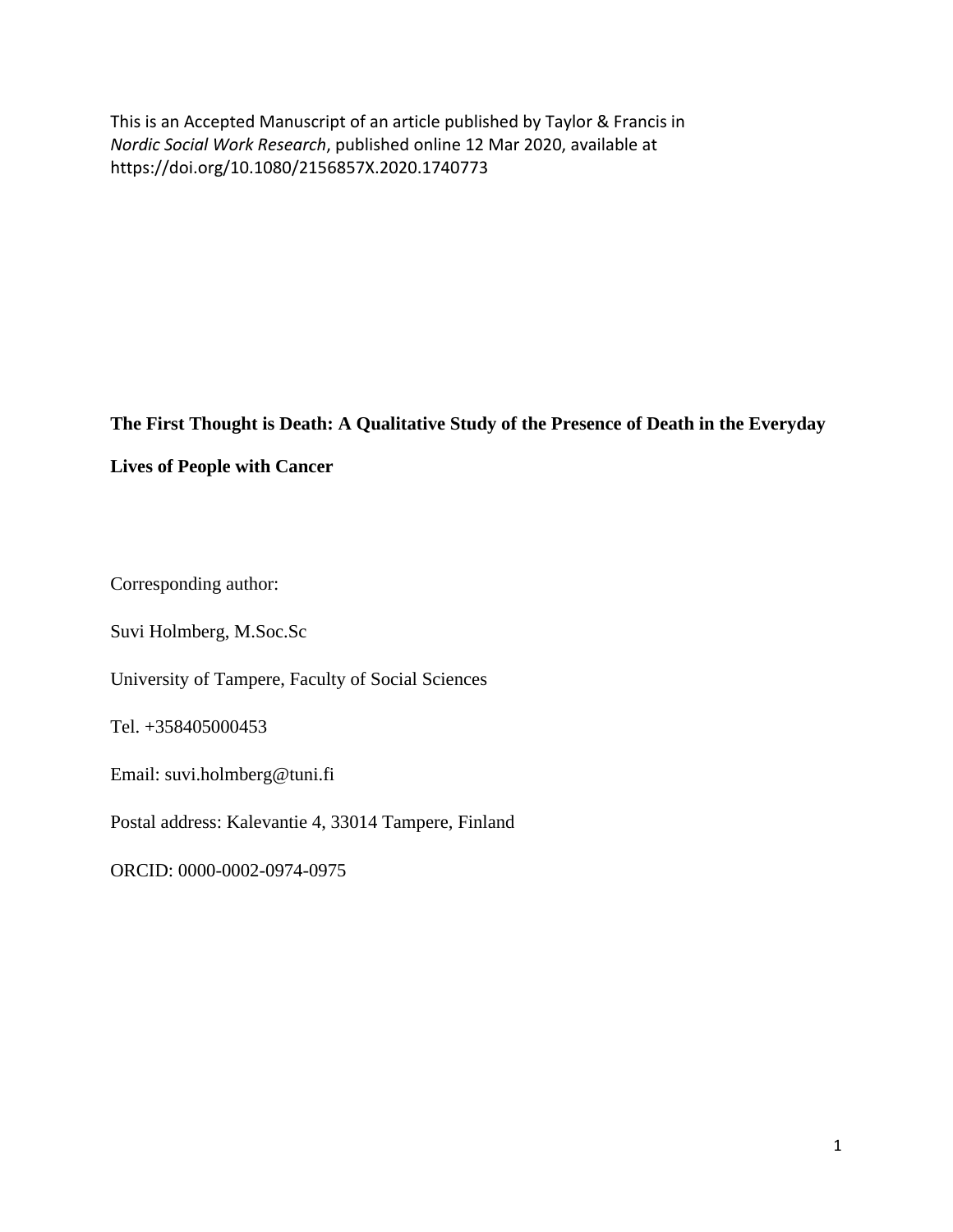This is an Accepted Manuscript of an article published by Taylor & Francis in *Nordic Social Work Research*, published online 12 Mar 2020, available at https://doi.org/10.1080/2156857X.2020.1740773

# The First Thought is Death: A Qualitative Study of the Presence of Death in the Everyday Lives of People with Cancer

Corresponding author:

Suvi Holmberg, M.Soc.Sc

University of Tampere, Faculty of Social Sciences

Tel. +358405000453

Email: suvi.holmberg@tuni.fi

Postal address: Kalevantie 4, 33014 Tampere, Finland

ORCID: 0000-0002-0974-0975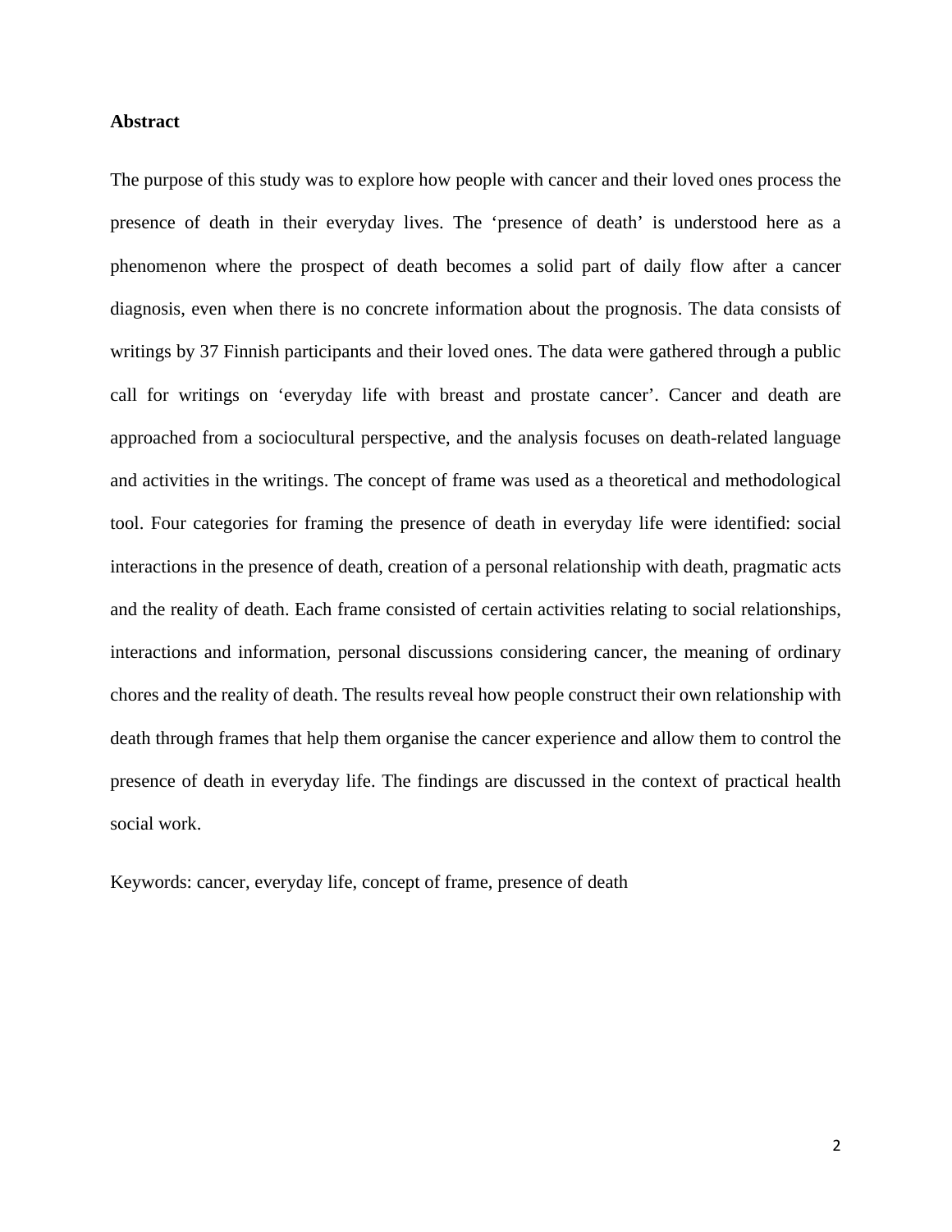**Abstract**

The purpose of this study was to explore how people with cancer and their loved ones process the presence of death in their everyday lives. The ‘presence of death’ is understood here as a phenomenon where the prospect of death becomes a solid part of daily flow after a cancer diagnosis, even when there is no concrete information about the prognosis. The data consists of writings by 37 Finnish participants and their loved ones. The data were gathered through a public call for writings on ‘everyday life with breast and prostate cancer’. Cancer and death are approached from a sociocultural perspective, and the analysis focuses on death-related language and activities in the writings. The concept of frame was used as a theoretical and methodological tool. Four categories for framing the presence of death in everyday life were identified: social interactions in the presence of death, creation of a personal relationship with death, pragmatic acts and the reality of death. Each frame consisted of certain activities relating to social relationships, interactions and information, personal discussions considering cancer, the meaning of ordinary chores and the reality of death. The results reveal how people construct their own relationship with death through frames that help them organise the cancer experience and allow them to control the presence of death in everyday life. The findings are discussed in the context of practical health social work.

Keywords: cancer, everyday life, concept of frame, presence of death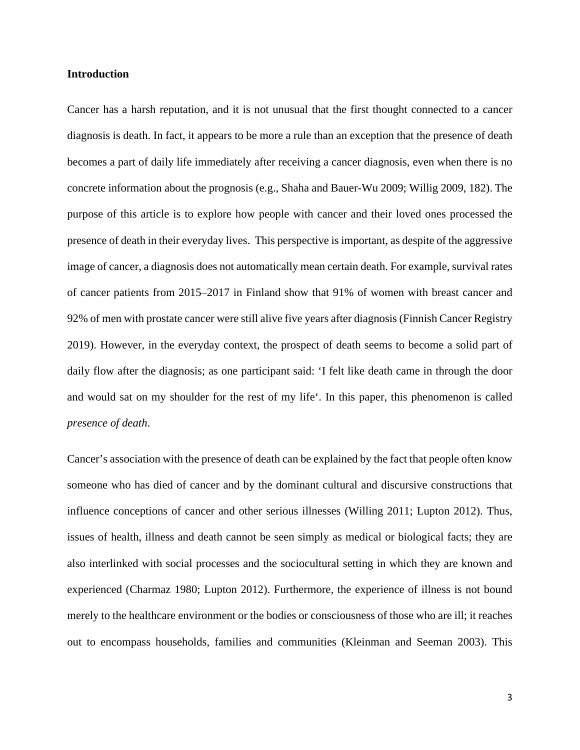## Introduction

Cancer has a harsh reputation, and it is not unusual that the first thought connected to a cancer diagnosis is death. In fact, it appears to be more a rule than an exception that the presence of death becomes a part of daily life immediately after receiving a cancer diagnosis, even when there is no concrete information about the prognosis (e.g., Shaha and Bauer-Wu 2009; Willig 2009, 182). The purpose of this article is to explore how people with cancer and their loved ones processed the presence of death in their everyday lives. This perspective is important, as despite of the aggressive image of cancer, a diagnosis does not automatically mean certain death. For example, survival rates of cancer patients from 2015–2017 in Finland show that 91% of women with breast cancer and 92% of men with prostate cancer were still alive five years after diagnosis (Finnish Cancer Registry 2019). However, in the everyday context, the prospect of death seems to become a solid part of daily flow after the diagnosis; as one participant said: 'I felt like death came in through the door and would sat on my shoulder for the rest of my life'. In this paper, this phenomenon is called *presence of death*.

Cancer's association with the presence of death can be explained by the fact that people often know someone who has died of cancer and by the dominant cultural and discursive constructions that influence conceptions of cancer and other serious illnesses (Willing 2011; Lupton 2012). Thus, issues of health, illness and death cannot be seen simply as medical or biological facts; they are also interlinked with social processes and the sociocultural setting in which they are known and experienced (Charmaz 1980; Lupton 2012). Furthermore, the experience of illness is not bound merely to the healthcare environment or the bodies or consciousness of those who are ill; it reaches out to encompass households, families and communities (Kleinman and Seeman 2003). This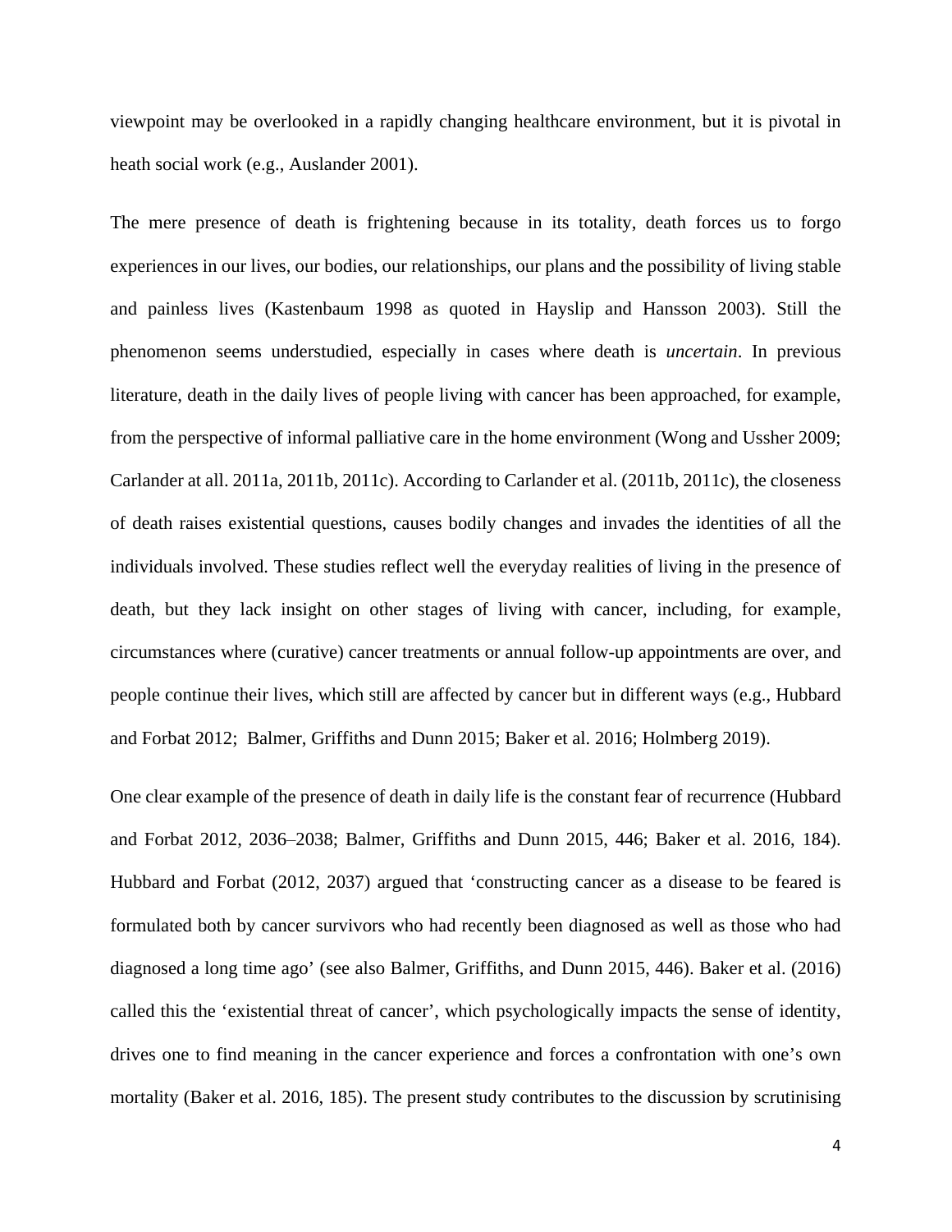viewpoint may be overlooked in a rapidly changing healthcare environment, but it is pivotal in heath social work (e.g., Auslander 2001).

The mere presence of death is frightening because in its totality, death forces us to forgo experiences in our lives, our bodies, our relationships, our plans and the possibility of living stable and painless lives (Kastenbaum 1998 as quoted in Hayslip and Hansson 2003). Still the phenomenon seems understudied, especially in cases where death is *uncertain*. In previous literature, death in the daily lives of people living with cancer has been approached, for example, from the perspective of informal palliative care in the home environment (Wong and Ussher 2009; Carlander at all. 2011a, 2011b, 2011c). According to Carlander et al. (2011b, 2011c), the closeness of death raises existential questions, causes bodily changes and invades the identities of all the individuals involved. These studies reflect well the everyday realities of living in the presence of death, but they lack insight on other stages of living with cancer, including, for example, circumstances where (curative) cancer treatments or annual follow-up appointments are over, and people continue their lives, which still are affected by cancer but in different ways (e.g., Hubbard and Forbat 2012; Balmer, Griffiths and Dunn 2015; Baker et al. 2016; Holmberg 2019).

One clear example of the presence of death in daily life is the constant fear of recurrence (Hubbard and Forbat 2012, 2036–2038; Balmer, Griffiths and Dunn 2015, 446; Baker et al. 2016, 184). Hubbard and Forbat (2012, 2037) argued that 'constructing cancer as a disease to be feared is formulated both by cancer survivors who had recently been diagnosed as well as those who had diagnosed a long time ago' (see also Balmer, Griffiths, and Dunn 2015, 446). Baker et al. (2016) called this the 'existential threat of cancer', which psychologically impacts the sense of identity, drives one to find meaning in the cancer experience and forces a confrontation with one's own mortality (Baker et al. 2016, 185). The present study contributes to the discussion by scrutinising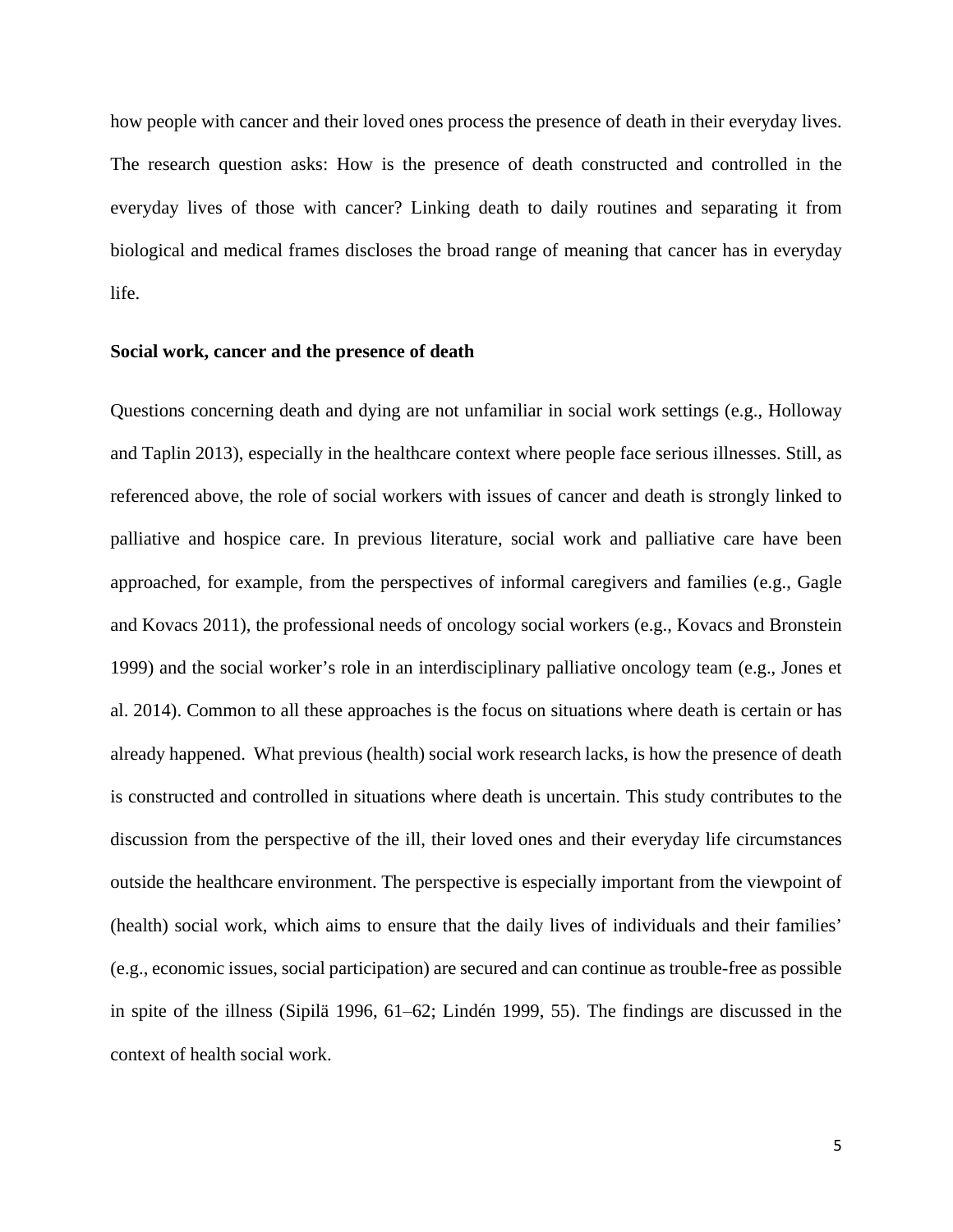how people with cancer and their loved ones process the presence of death in their everyday lives. The research question asks: How is the presence of death constructed and controlled in the everyday lives of those with cancer? Linking death to daily routines and separating it from biological and medical frames discloses the broad range of meaning that cancer has in everyday life.

**Social work, cancer and the presence of death**

Questions concerning death and dying are not unfamiliar in social work settings (e.g., Holloway and Taplin 2013), especially in the healthcare context where people face serious illnesses. Still, as referenced above, the role of social workers with issues of cancer and death is strongly linked to palliative and hospice care. In previous literature, social work and palliative care have been approached, for example, from the perspectives of informal caregivers and families (e.g., Gagle and Kovacs 2011), the professional needs of oncology social workers (e.g., Kovacs and Bronstein 1999) and the social worker's role in an interdisciplinary palliative oncology team (e.g., Jones et al. 2014). Common to all these approaches is the focus on situations where death is certain or has already happened. What previous (health) social work research lacks, is how the presence of death is constructed and controlled in situations where death is uncertain. This study contributes to the discussion from the perspective of the ill, their loved ones and their everyday life circumstances outside the healthcare environment. The perspective is especially important from the viewpoint of (health) social work, which aims to ensure that the daily lives of individuals and their families' (e.g., economic issues, social participation) are secured and can continue as trouble-free as possible in spite of the illness (Sipilä 1996, 61–62; Lindén 1999, 55). The findings are discussed in the context of health social work.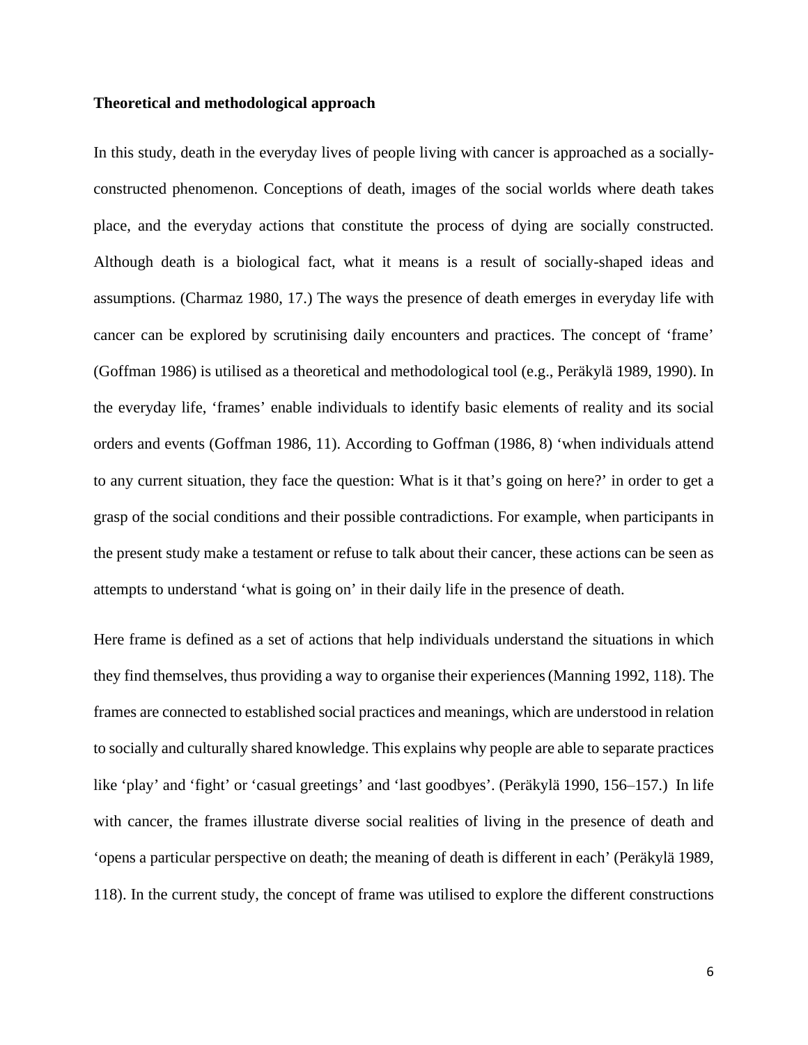**Theoretical and methodological approach**

In this study, death in the everyday lives of people living with cancer is approached as a socially-constructed phenomenon. Conceptions of death, images of the social worlds where death takes place, and the everyday actions that constitute the process of dying are socially constructed. Although death is a biological fact, what it means is a result of socially-shaped ideas and assumptions. (Charmaz 1980, 17.) The ways the presence of death emerges in everyday life with cancer can be explored by scrutinising daily encounters and practices. The concept of 'frame' (Goffman 1986) is utilised as a theoretical and methodological tool (e.g., Peräkylä 1989, 1990). In the everyday life, 'frames' enable individuals to identify basic elements of reality and its social orders and events (Goffman 1986, 11). According to Goffman (1986, 8) 'when individuals attend to any current situation, they face the question: What is it that's going on here?' in order to get a grasp of the social conditions and their possible contradictions. For example, when participants in the present study make a testament or refuse to talk about their cancer, these actions can be seen as attempts to understand 'what is going on' in their daily life in the presence of death.

Here frame is defined as a set of actions that help individuals understand the situations in which they find themselves, thus providing a way to organise their experiences (Manning 1992, 118). The frames are connected to established social practices and meanings, which are understood in relation to socially and culturally shared knowledge. This explains why people are able to separate practices like 'play' and 'fight' or 'casual greetings' and 'last goodbyes'. (Peräkylä 1990, 156–157.) In life with cancer, the frames illustrate diverse social realities of living in the presence of death and 'opens a particular perspective on death; the meaning of death is different in each' (Peräkylä 1989, 118). In the current study, the concept of frame was utilised to explore the different constructions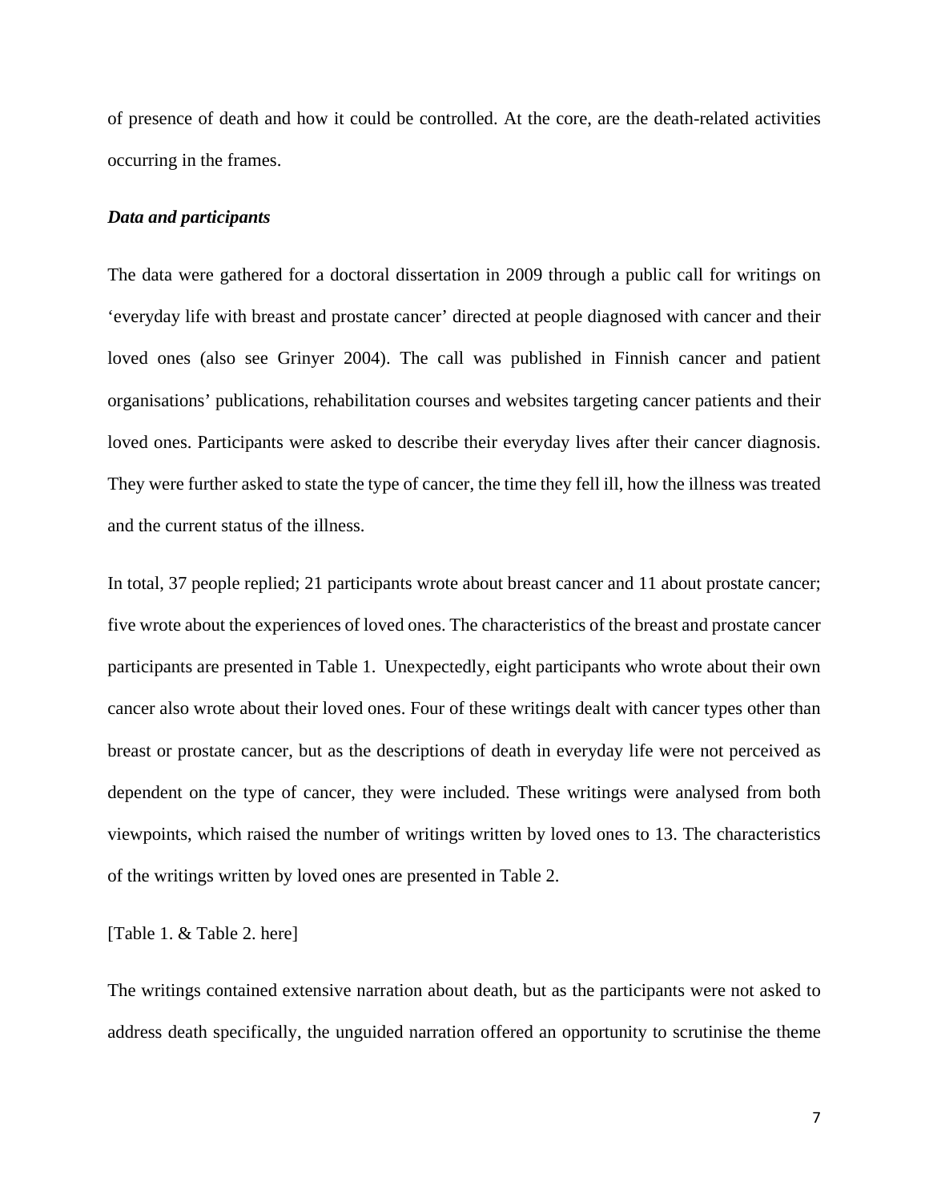of presence of death and how it could be controlled. At the core, are the death-related activities occurring in the frames.

### *Data and participants*

The data were gathered for a doctoral dissertation in 2009 through a public call for writings on 'everyday life with breast and prostate cancer' directed at people diagnosed with cancer and their loved ones (also see Grinyer 2004). The call was published in Finnish cancer and patient organisations' publications, rehabilitation courses and websites targeting cancer patients and their loved ones. Participants were asked to describe their everyday lives after their cancer diagnosis. They were further asked to state the type of cancer, the time they fell ill, how the illness was treated and the current status of the illness.

In total, 37 people replied; 21 participants wrote about breast cancer and 11 about prostate cancer; five wrote about the experiences of loved ones. The characteristics of the breast and prostate cancer participants are presented in Table 1. Unexpectedly, eight participants who wrote about their own cancer also wrote about their loved ones. Four of these writings dealt with cancer types other than breast or prostate cancer, but as the descriptions of death in everyday life were not perceived as dependent on the type of cancer, they were included. These writings were analysed from both viewpoints, which raised the number of writings written by loved ones to 13. The characteristics of the writings written by loved ones are presented in Table 2.

[Table 1. & Table 2. here]

The writings contained extensive narration about death, but as the participants were not asked to address death specifically, the unguided narration offered an opportunity to scrutinise the theme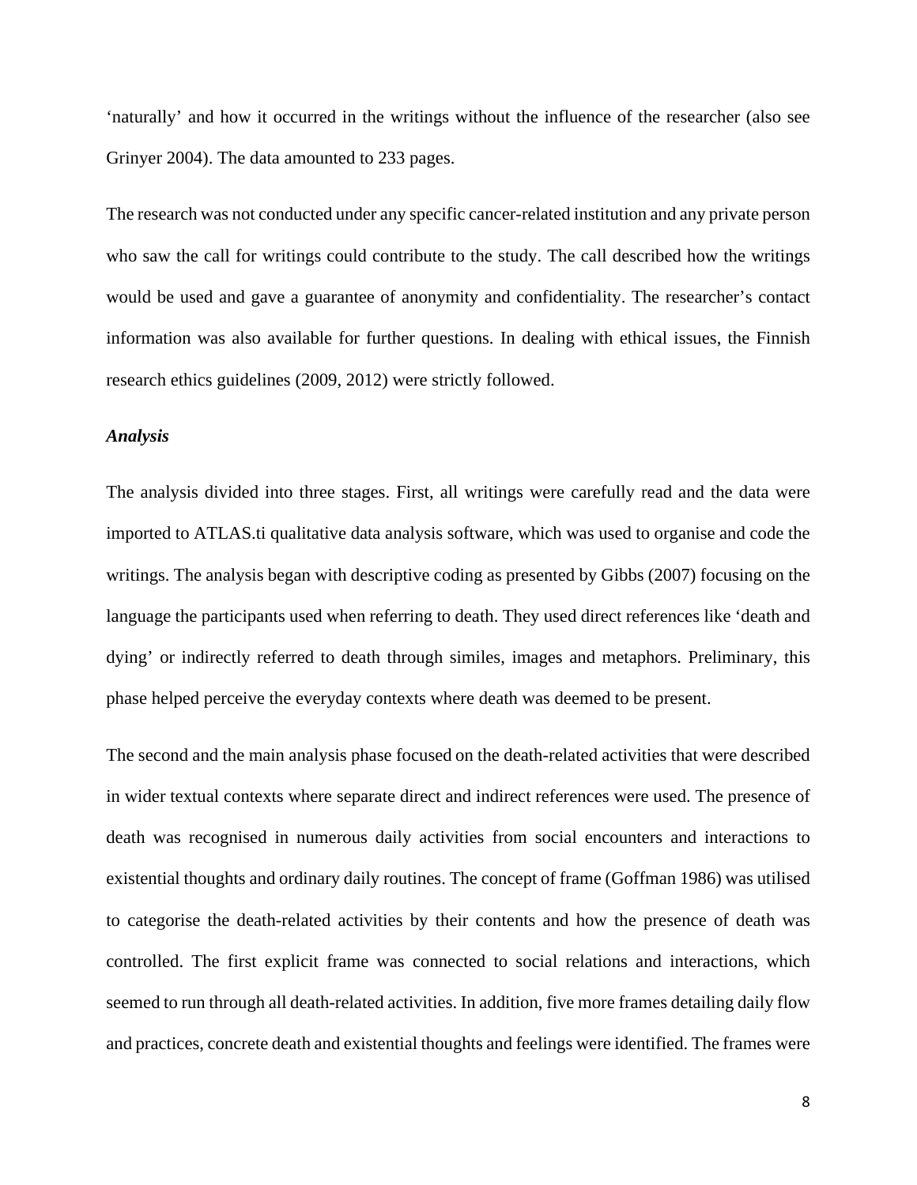'naturally' and how it occurred in the writings without the influence of the researcher (also see Grinyer 2004). The data amounted to 233 pages.

The research was not conducted under any specific cancer-related institution and any private person who saw the call for writings could contribute to the study. The call described how the writings would be used and gave a guarantee of anonymity and confidentiality. The researcher's contact information was also available for further questions. In dealing with ethical issues, the Finnish research ethics guidelines (2009, 2012) were strictly followed.

***Analysis***

The analysis divided into three stages. First, all writings were carefully read and the data were imported to ATLAS.ti qualitative data analysis software, which was used to organise and code the writings. The analysis began with descriptive coding as presented by Gibbs (2007) focusing on the language the participants used when referring to death. They used direct references like 'death and dying' or indirectly referred to death through similes, images and metaphors. Preliminary, this phase helped perceive the everyday contexts where death was deemed to be present.

The second and the main analysis phase focused on the death-related activities that were described in wider textual contexts where separate direct and indirect references were used. The presence of death was recognised in numerous daily activities from social encounters and interactions to existential thoughts and ordinary daily routines. The concept of frame (Goffman 1986) was utilised to categorise the death-related activities by their contents and how the presence of death was controlled. The first explicit frame was connected to social relations and interactions, which seemed to run through all death-related activities. In addition, five more frames detailing daily flow and practices, concrete death and existential thoughts and feelings were identified. The frames were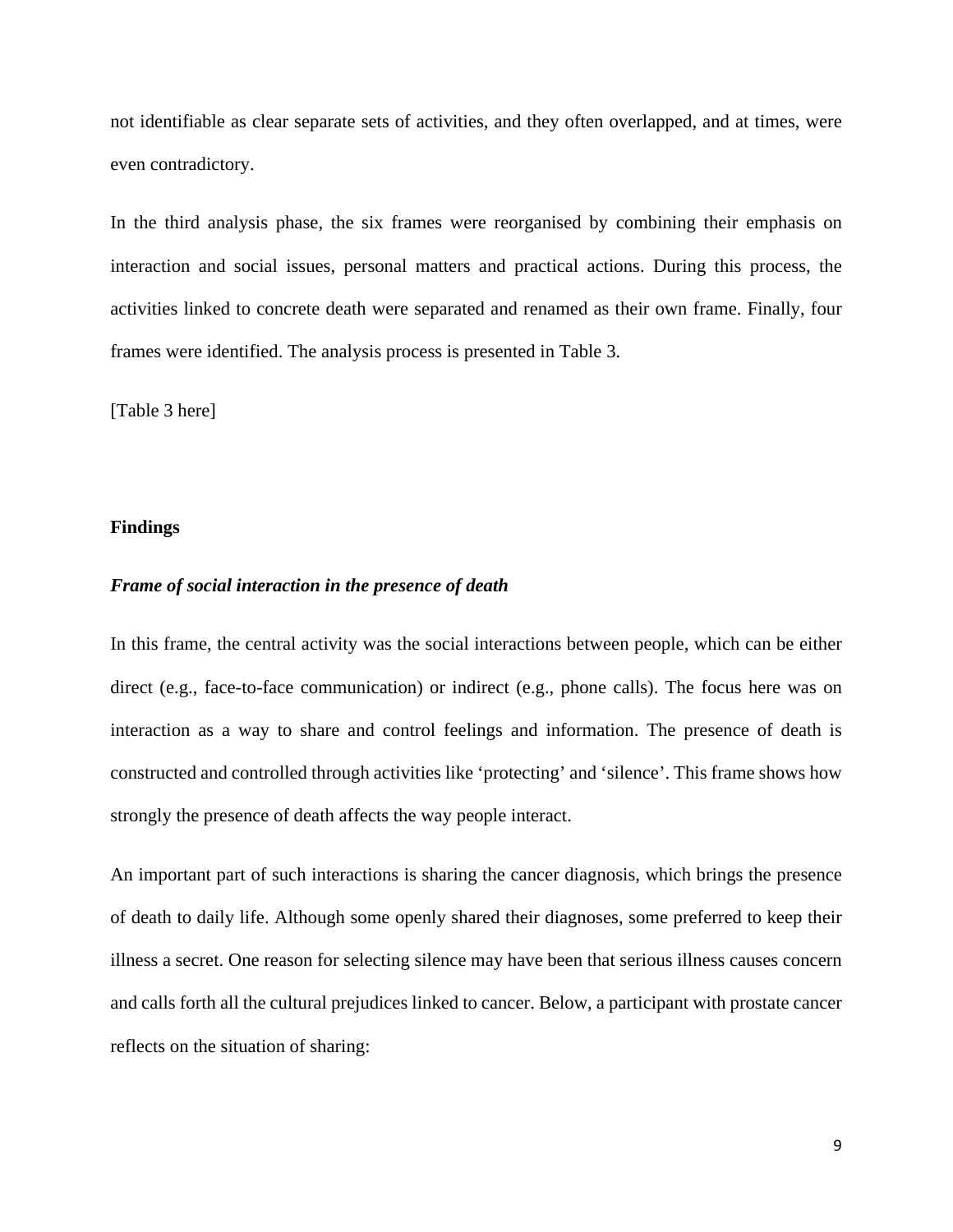not identifiable as clear separate sets of activities, and they often overlapped, and at times, were even contradictory.

In the third analysis phase, the six frames were reorganised by combining their emphasis on interaction and social issues, personal matters and practical actions. During this process, the activities linked to concrete death were separated and renamed as their own frame. Finally, four frames were identified. The analysis process is presented in Table 3.

[Table 3 here]

## Findings

### *Frame of social interaction in the presence of death*

In this frame, the central activity was the social interactions between people, which can be either direct (e.g., face-to-face communication) or indirect (e.g., phone calls). The focus here was on interaction as a way to share and control feelings and information. The presence of death is constructed and controlled through activities like 'protecting' and 'silence'. This frame shows how strongly the presence of death affects the way people interact.

An important part of such interactions is sharing the cancer diagnosis, which brings the presence of death to daily life. Although some openly shared their diagnoses, some preferred to keep their illness a secret. One reason for selecting silence may have been that serious illness causes concern and calls forth all the cultural prejudices linked to cancer. Below, a participant with prostate cancer reflects on the situation of sharing: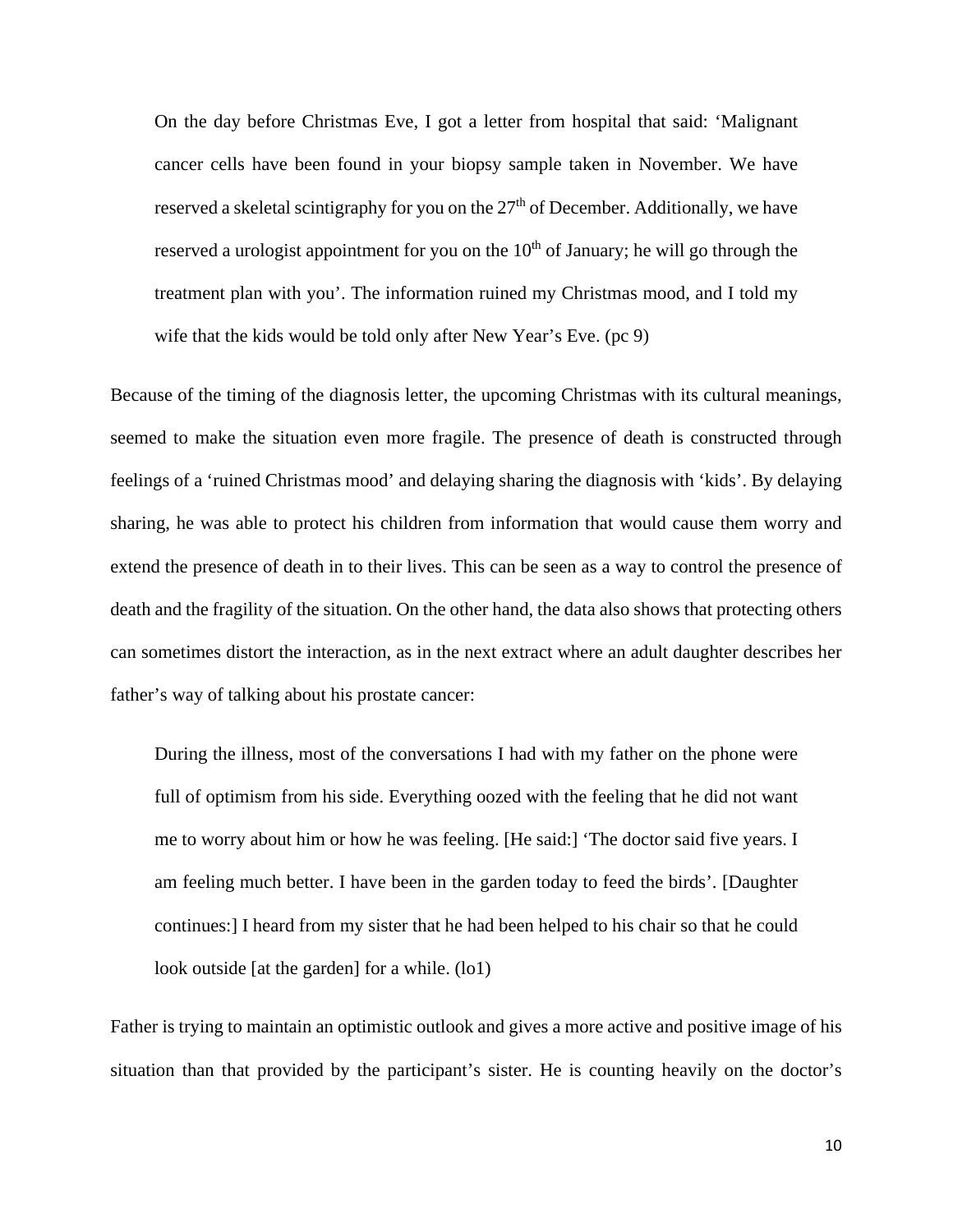> On the day before Christmas Eve, I got a letter from hospital that said: 'Malignant cancer cells have been found in your biopsy sample taken in November. We have reserved a skeletal scintigraphy for you on the 27th of December. Additionally, we have reserved a urologist appointment for you on the 10th of January; he will go through the treatment plan with you'. The information ruined my Christmas mood, and I told my wife that the kids would be told only after New Year's Eve. (pc 9)

Because of the timing of the diagnosis letter, the upcoming Christmas with its cultural meanings, seemed to make the situation even more fragile. The presence of death is constructed through feelings of a 'ruined Christmas mood' and delaying sharing the diagnosis with 'kids'. By delaying sharing, he was able to protect his children from information that would cause them worry and extend the presence of death in to their lives. This can be seen as a way to control the presence of death and the fragility of the situation. On the other hand, the data also shows that protecting others can sometimes distort the interaction, as in the next extract where an adult daughter describes her father's way of talking about his prostate cancer:

> During the illness, most of the conversations I had with my father on the phone were full of optimism from his side. Everything oozed with the feeling that he did not want me to worry about him or how he was feeling. [He said:] 'The doctor said five years. I am feeling much better. I have been in the garden today to feed the birds'. [Daughter continues:] I heard from my sister that he had been helped to his chair so that he could look outside [at the garden] for a while. (lo1)

Father is trying to maintain an optimistic outlook and gives a more active and positive image of his situation than that provided by the participant's sister. He is counting heavily on the doctor's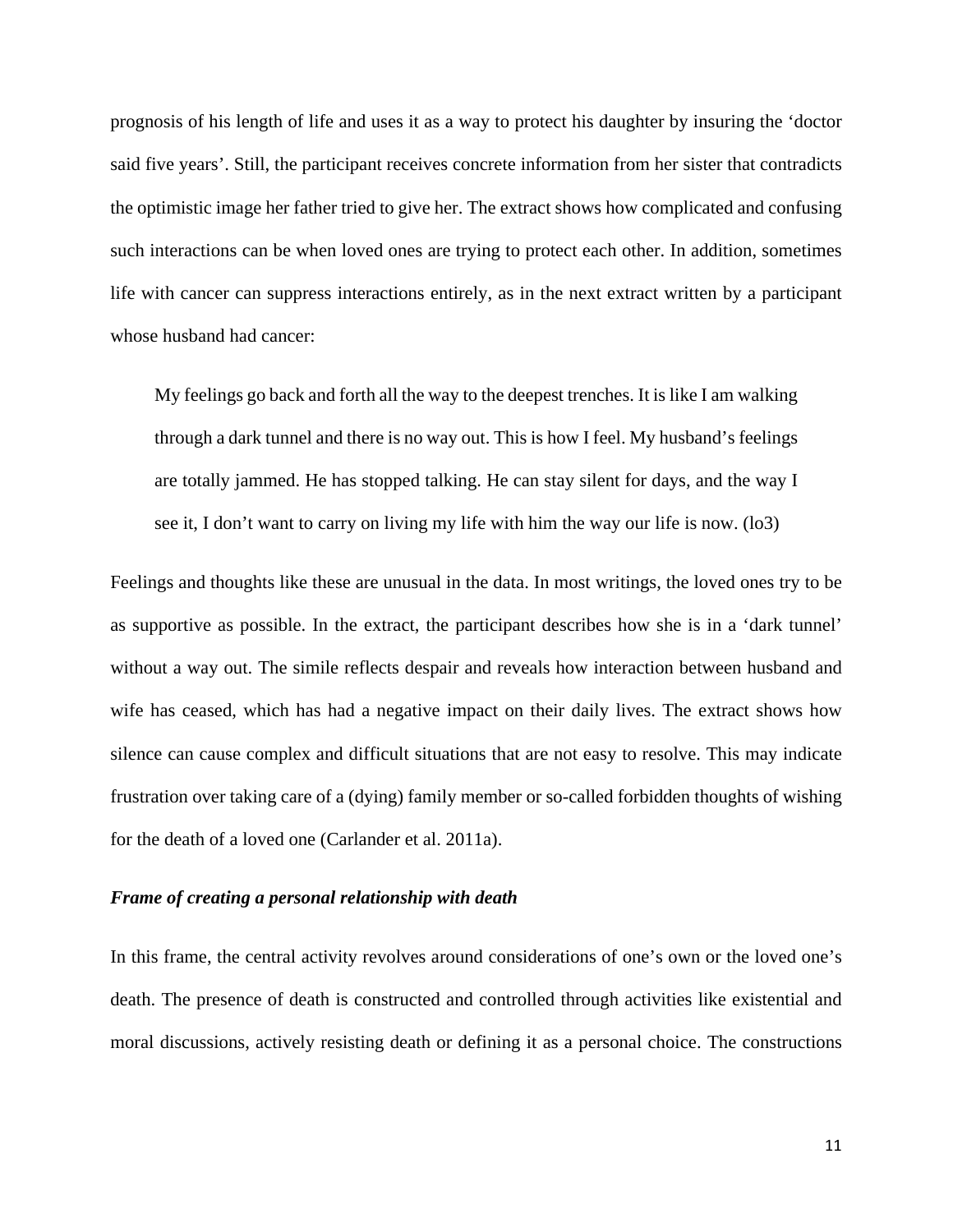prognosis of his length of life and uses it as a way to protect his daughter by insuring the 'doctor said five years'. Still, the participant receives concrete information from her sister that contradicts the optimistic image her father tried to give her. The extract shows how complicated and confusing such interactions can be when loved ones are trying to protect each other. In addition, sometimes life with cancer can suppress interactions entirely, as in the next extract written by a participant whose husband had cancer:

> My feelings go back and forth all the way to the deepest trenches. It is like I am walking through a dark tunnel and there is no way out. This is how I feel. My husband's feelings are totally jammed. He has stopped talking. He can stay silent for days, and the way I see it, I don't want to carry on living my life with him the way our life is now. (lo3)

Feelings and thoughts like these are unusual in the data. In most writings, the loved ones try to be as supportive as possible. In the extract, the participant describes how she is in a 'dark tunnel' without a way out. The simile reflects despair and reveals how interaction between husband and wife has ceased, which has had a negative impact on their daily lives. The extract shows how silence can cause complex and difficult situations that are not easy to resolve. This may indicate frustration over taking care of a (dying) family member or so-called forbidden thoughts of wishing for the death of a loved one (Carlander et al. 2011a).

### *Frame of creating a personal relationship with death*

In this frame, the central activity revolves around considerations of one's own or the loved one's death. The presence of death is constructed and controlled through activities like existential and moral discussions, actively resisting death or defining it as a personal choice. The constructions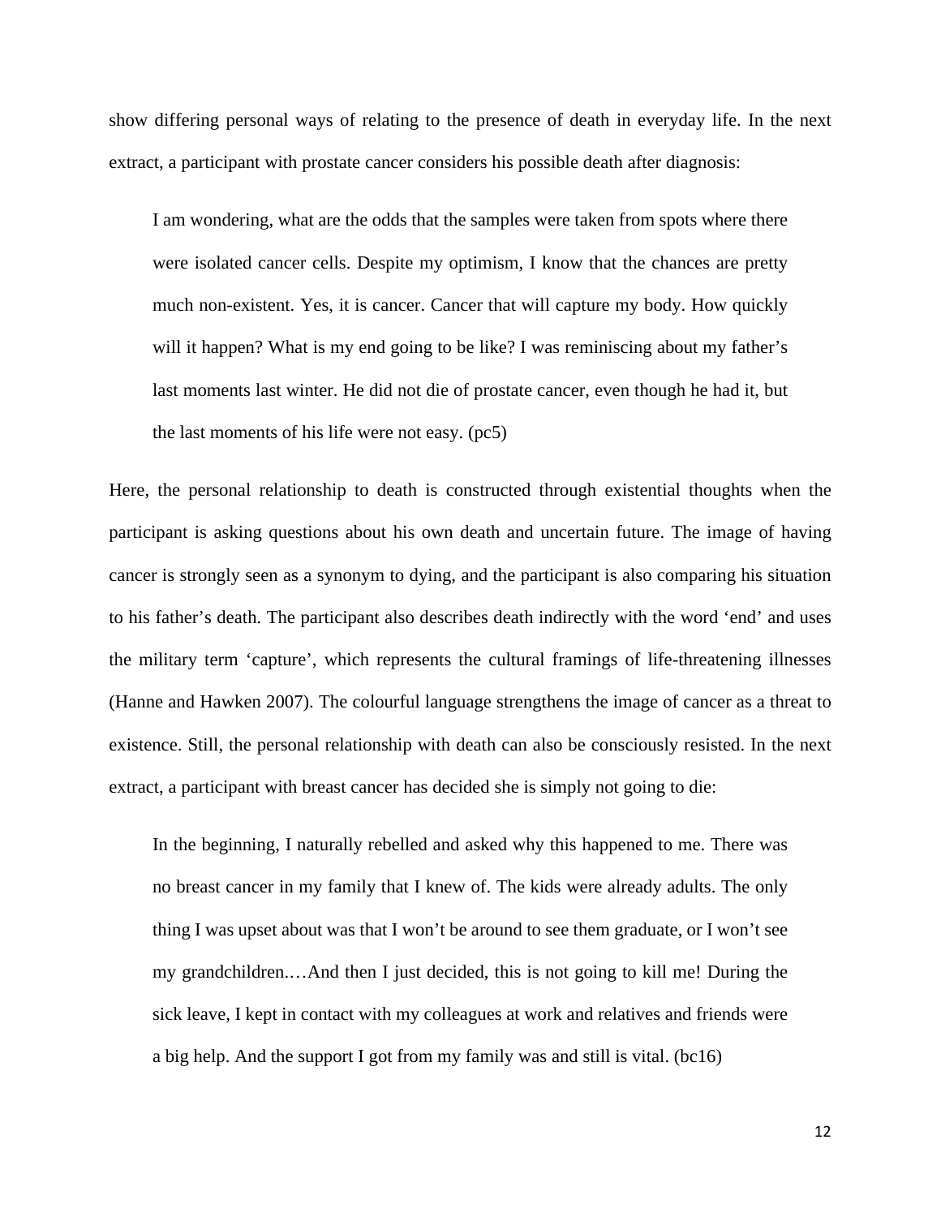show differing personal ways of relating to the presence of death in everyday life. In the next extract, a participant with prostate cancer considers his possible death after diagnosis:

> I am wondering, what are the odds that the samples were taken from spots where there were isolated cancer cells. Despite my optimism, I know that the chances are pretty much non-existent. Yes, it is cancer. Cancer that will capture my body. How quickly will it happen? What is my end going to be like? I was reminiscing about my father's last moments last winter. He did not die of prostate cancer, even though he had it, but the last moments of his life were not easy. (pc5)

Here, the personal relationship to death is constructed through existential thoughts when the participant is asking questions about his own death and uncertain future. The image of having cancer is strongly seen as a synonym to dying, and the participant is also comparing his situation to his father's death. The participant also describes death indirectly with the word 'end' and uses the military term 'capture', which represents the cultural framings of life-threatening illnesses (Hanne and Hawken 2007). The colourful language strengthens the image of cancer as a threat to existence. Still, the personal relationship with death can also be consciously resisted. In the next extract, a participant with breast cancer has decided she is simply not going to die:

> In the beginning, I naturally rebelled and asked why this happened to me. There was no breast cancer in my family that I knew of. The kids were already adults. The only thing I was upset about was that I won't be around to see them graduate, or I won't see my grandchildren.…And then I just decided, this is not going to kill me! During the sick leave, I kept in contact with my colleagues at work and relatives and friends were a big help. And the support I got from my family was and still is vital. (bc16)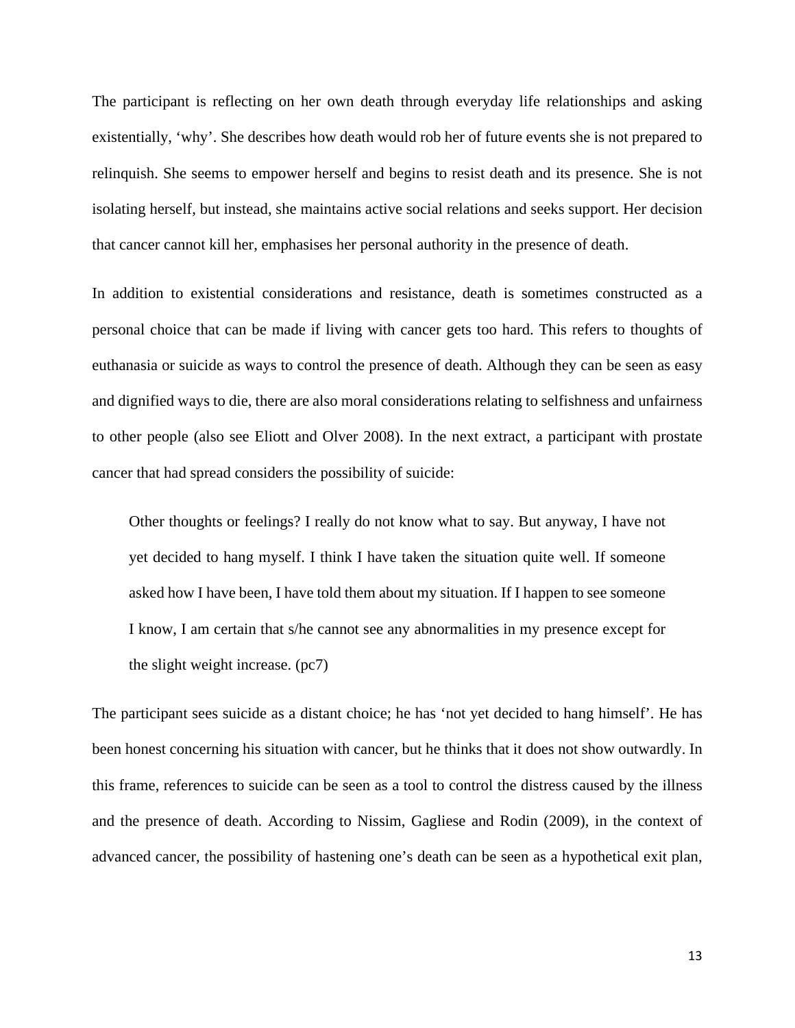The participant is reflecting on her own death through everyday life relationships and asking existentially, 'why'. She describes how death would rob her of future events she is not prepared to relinquish. She seems to empower herself and begins to resist death and its presence. She is not isolating herself, but instead, she maintains active social relations and seeks support. Her decision that cancer cannot kill her, emphasises her personal authority in the presence of death.

In addition to existential considerations and resistance, death is sometimes constructed as a personal choice that can be made if living with cancer gets too hard. This refers to thoughts of euthanasia or suicide as ways to control the presence of death. Although they can be seen as easy and dignified ways to die, there are also moral considerations relating to selfishness and unfairness to other people (also see Eliott and Olver 2008). In the next extract, a participant with prostate cancer that had spread considers the possibility of suicide:

> Other thoughts or feelings? I really do not know what to say. But anyway, I have not yet decided to hang myself. I think I have taken the situation quite well. If someone asked how I have been, I have told them about my situation. If I happen to see someone I know, I am certain that s/he cannot see any abnormalities in my presence except for the slight weight increase. (pc7)

The participant sees suicide as a distant choice; he has 'not yet decided to hang himself'. He has been honest concerning his situation with cancer, but he thinks that it does not show outwardly. In this frame, references to suicide can be seen as a tool to control the distress caused by the illness and the presence of death. According to Nissim, Gagliese and Rodin (2009), in the context of advanced cancer, the possibility of hastening one's death can be seen as a hypothetical exit plan,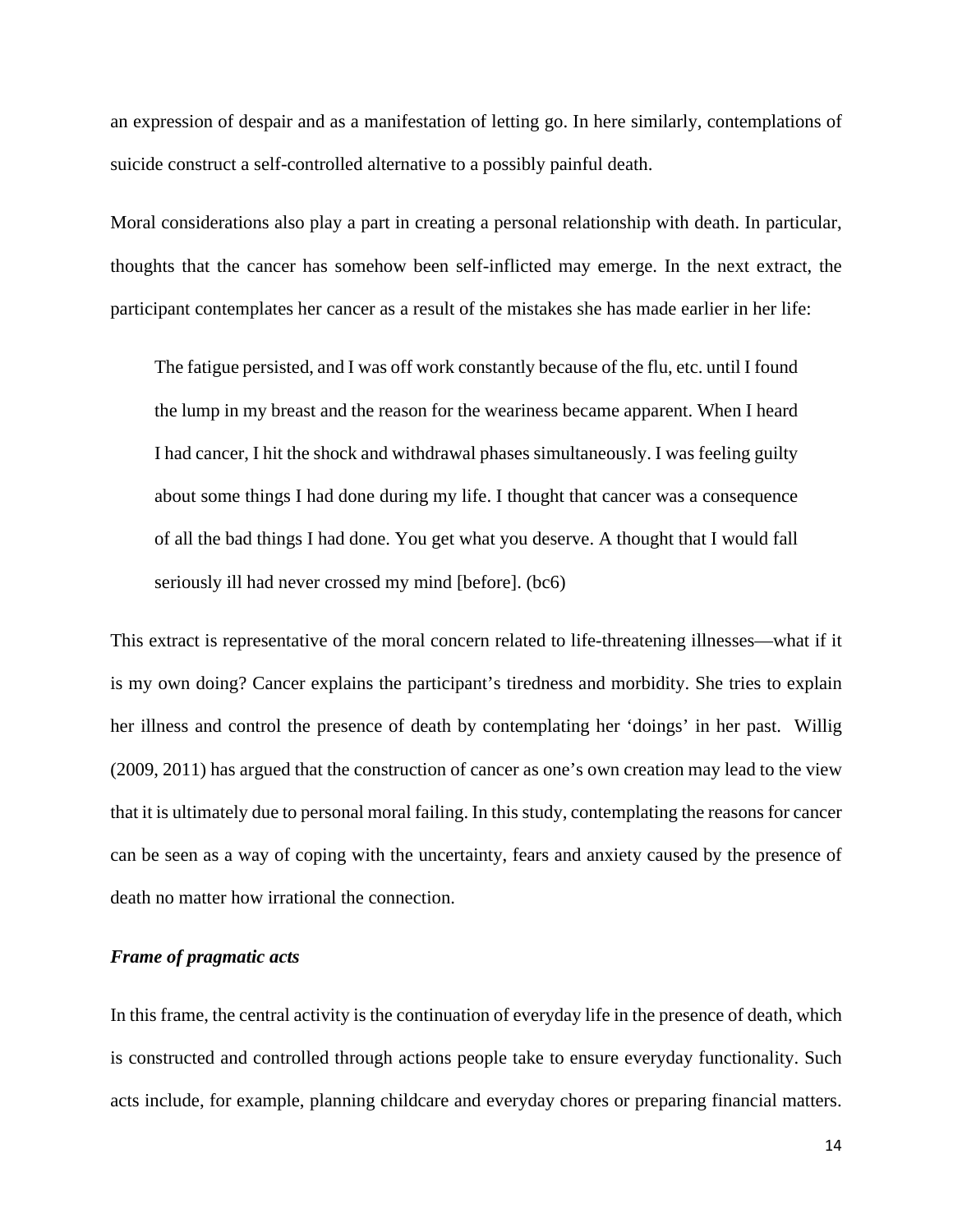an expression of despair and as a manifestation of letting go. In here similarly, contemplations of suicide construct a self-controlled alternative to a possibly painful death.

Moral considerations also play a part in creating a personal relationship with death. In particular, thoughts that the cancer has somehow been self-inflicted may emerge. In the next extract, the participant contemplates her cancer as a result of the mistakes she has made earlier in her life:

> The fatigue persisted, and I was off work constantly because of the flu, etc. until I found the lump in my breast and the reason for the weariness became apparent. When I heard I had cancer, I hit the shock and withdrawal phases simultaneously. I was feeling guilty about some things I had done during my life. I thought that cancer was a consequence of all the bad things I had done. You get what you deserve. A thought that I would fall seriously ill had never crossed my mind [before]. (bc6)

This extract is representative of the moral concern related to life-threatening illnesses—what if it is my own doing? Cancer explains the participant's tiredness and morbidity. She tries to explain her illness and control the presence of death by contemplating her 'doings' in her past. Willig (2009, 2011) has argued that the construction of cancer as one's own creation may lead to the view that it is ultimately due to personal moral failing. In this study, contemplating the reasons for cancer can be seen as a way of coping with the uncertainty, fears and anxiety caused by the presence of death no matter how irrational the connection.

### *Frame of pragmatic acts*

In this frame, the central activity is the continuation of everyday life in the presence of death, which is constructed and controlled through actions people take to ensure everyday functionality. Such acts include, for example, planning childcare and everyday chores or preparing financial matters.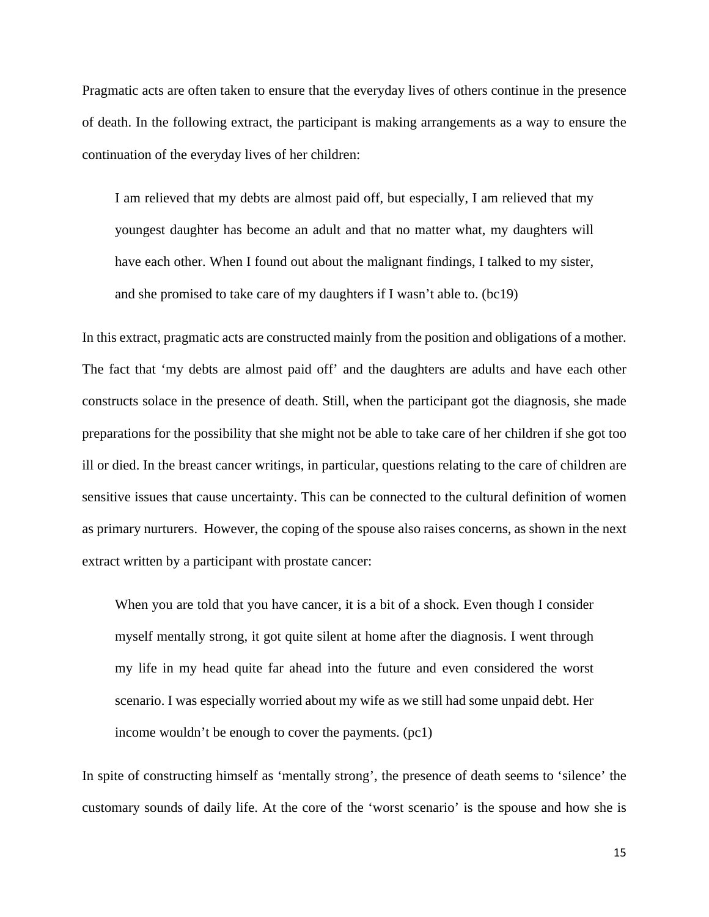Pragmatic acts are often taken to ensure that the everyday lives of others continue in the presence of death. In the following extract, the participant is making arrangements as a way to ensure the continuation of the everyday lives of her children:

> I am relieved that my debts are almost paid off, but especially, I am relieved that my youngest daughter has become an adult and that no matter what, my daughters will have each other. When I found out about the malignant findings, I talked to my sister, and she promised to take care of my daughters if I wasn't able to. (bc19)

In this extract, pragmatic acts are constructed mainly from the position and obligations of a mother. The fact that 'my debts are almost paid off' and the daughters are adults and have each other constructs solace in the presence of death. Still, when the participant got the diagnosis, she made preparations for the possibility that she might not be able to take care of her children if she got too ill or died. In the breast cancer writings, in particular, questions relating to the care of children are sensitive issues that cause uncertainty. This can be connected to the cultural definition of women as primary nurturers. However, the coping of the spouse also raises concerns, as shown in the next extract written by a participant with prostate cancer:

> When you are told that you have cancer, it is a bit of a shock. Even though I consider myself mentally strong, it got quite silent at home after the diagnosis. I went through my life in my head quite far ahead into the future and even considered the worst scenario. I was especially worried about my wife as we still had some unpaid debt. Her income wouldn't be enough to cover the payments. (pc1)

In spite of constructing himself as 'mentally strong', the presence of death seems to 'silence' the customary sounds of daily life. At the core of the 'worst scenario' is the spouse and how she is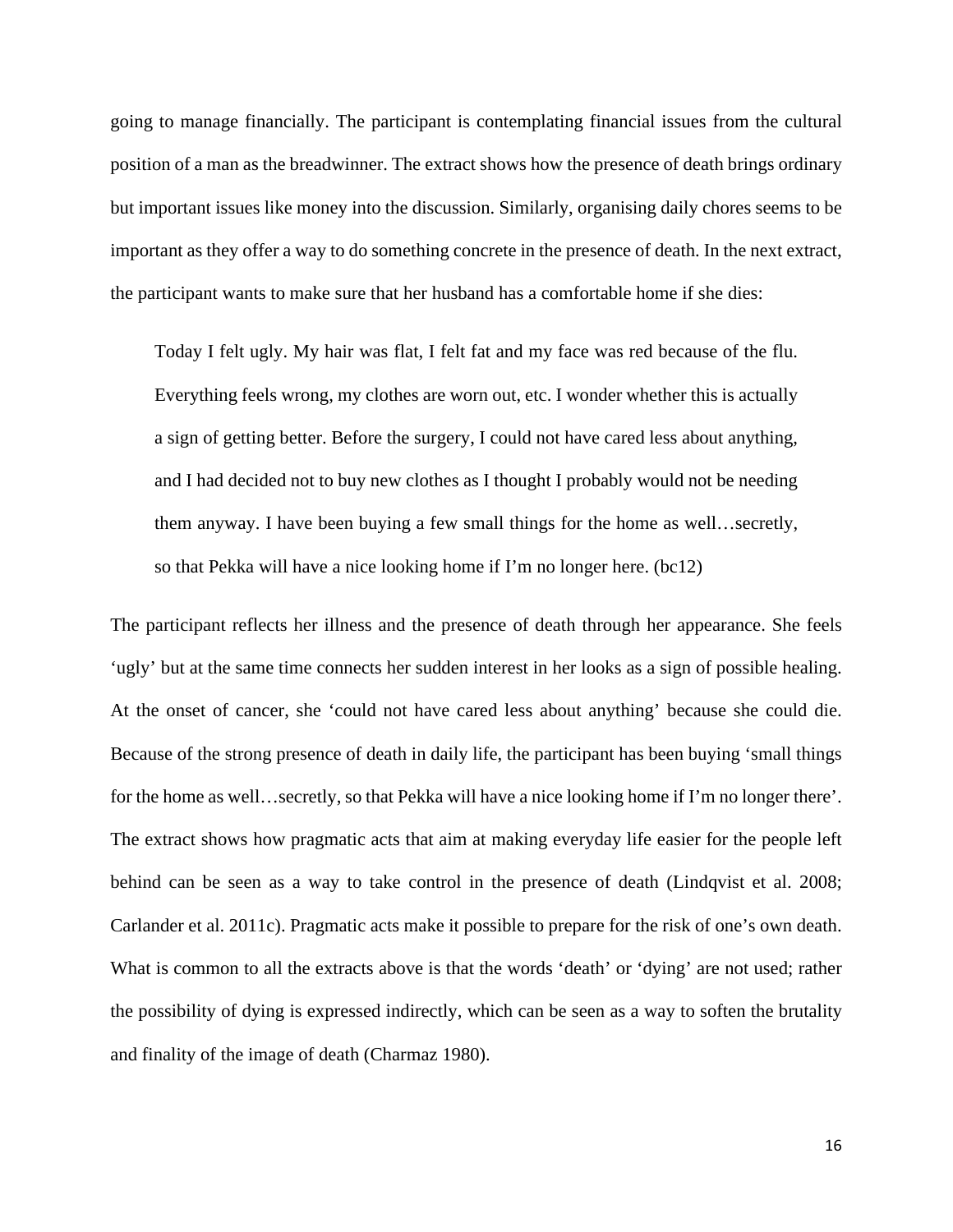going to manage financially. The participant is contemplating financial issues from the cultural position of a man as the breadwinner. The extract shows how the presence of death brings ordinary but important issues like money into the discussion. Similarly, organising daily chores seems to be important as they offer a way to do something concrete in the presence of death. In the next extract, the participant wants to make sure that her husband has a comfortable home if she dies:

> Today I felt ugly. My hair was flat, I felt fat and my face was red because of the flu. Everything feels wrong, my clothes are worn out, etc. I wonder whether this is actually a sign of getting better. Before the surgery, I could not have cared less about anything, and I had decided not to buy new clothes as I thought I probably would not be needing them anyway. I have been buying a few small things for the home as well…secretly, so that Pekka will have a nice looking home if I'm no longer here. (bc12)

The participant reflects her illness and the presence of death through her appearance. She feels 'ugly' but at the same time connects her sudden interest in her looks as a sign of possible healing. At the onset of cancer, she 'could not have cared less about anything' because she could die. Because of the strong presence of death in daily life, the participant has been buying 'small things for the home as well…secretly, so that Pekka will have a nice looking home if I'm no longer there'. The extract shows how pragmatic acts that aim at making everyday life easier for the people left behind can be seen as a way to take control in the presence of death (Lindqvist et al. 2008; Carlander et al. 2011c). Pragmatic acts make it possible to prepare for the risk of one's own death. What is common to all the extracts above is that the words 'death' or 'dying' are not used; rather the possibility of dying is expressed indirectly, which can be seen as a way to soften the brutality and finality of the image of death (Charmaz 1980).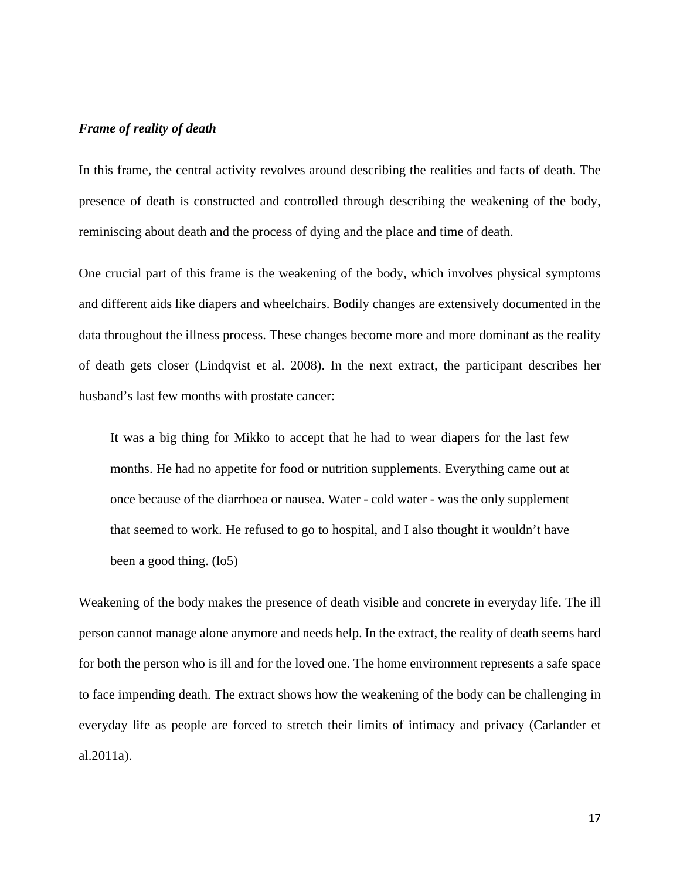***Frame of reality of death***

In this frame, the central activity revolves around describing the realities and facts of death. The presence of death is constructed and controlled through describing the weakening of the body, reminiscing about death and the process of dying and the place and time of death.

One crucial part of this frame is the weakening of the body, which involves physical symptoms and different aids like diapers and wheelchairs. Bodily changes are extensively documented in the data throughout the illness process. These changes become more and more dominant as the reality of death gets closer (Lindqvist et al. 2008). In the next extract, the participant describes her husband's last few months with prostate cancer:

> It was a big thing for Mikko to accept that he had to wear diapers for the last few months. He had no appetite for food or nutrition supplements. Everything came out at once because of the diarrhoea or nausea. Water - cold water - was the only supplement that seemed to work. He refused to go to hospital, and I also thought it wouldn't have been a good thing. (lo5)

Weakening of the body makes the presence of death visible and concrete in everyday life. The ill person cannot manage alone anymore and needs help. In the extract, the reality of death seems hard for both the person who is ill and for the loved one. The home environment represents a safe space to face impending death. The extract shows how the weakening of the body can be challenging in everyday life as people are forced to stretch their limits of intimacy and privacy (Carlander et al.2011a).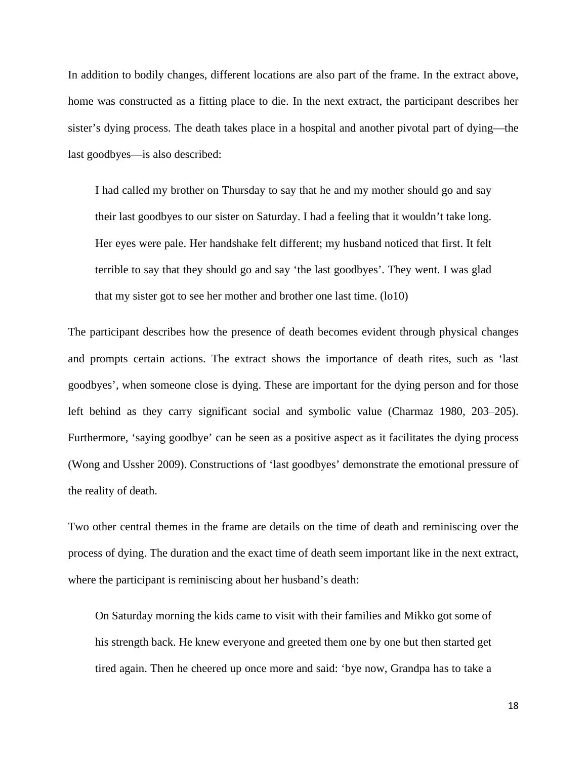In addition to bodily changes, different locations are also part of the frame. In the extract above, home was constructed as a fitting place to die. In the next extract, the participant describes her sister's dying process. The death takes place in a hospital and another pivotal part of dying—the last goodbyes—is also described:

> I had called my brother on Thursday to say that he and my mother should go and say their last goodbyes to our sister on Saturday. I had a feeling that it wouldn't take long. Her eyes were pale. Her handshake felt different; my husband noticed that first. It felt terrible to say that they should go and say 'the last goodbyes'. They went. I was glad that my sister got to see her mother and brother one last time. (lo10)

The participant describes how the presence of death becomes evident through physical changes and prompts certain actions. The extract shows the importance of death rites, such as 'last goodbyes', when someone close is dying. These are important for the dying person and for those left behind as they carry significant social and symbolic value (Charmaz 1980, 203–205). Furthermore, 'saying goodbye' can be seen as a positive aspect as it facilitates the dying process (Wong and Ussher 2009). Constructions of 'last goodbyes' demonstrate the emotional pressure of the reality of death.

Two other central themes in the frame are details on the time of death and reminiscing over the process of dying. The duration and the exact time of death seem important like in the next extract, where the participant is reminiscing about her husband's death:

> On Saturday morning the kids came to visit with their families and Mikko got some of his strength back. He knew everyone and greeted them one by one but then started get tired again. Then he cheered up once more and said: 'bye now, Grandpa has to take a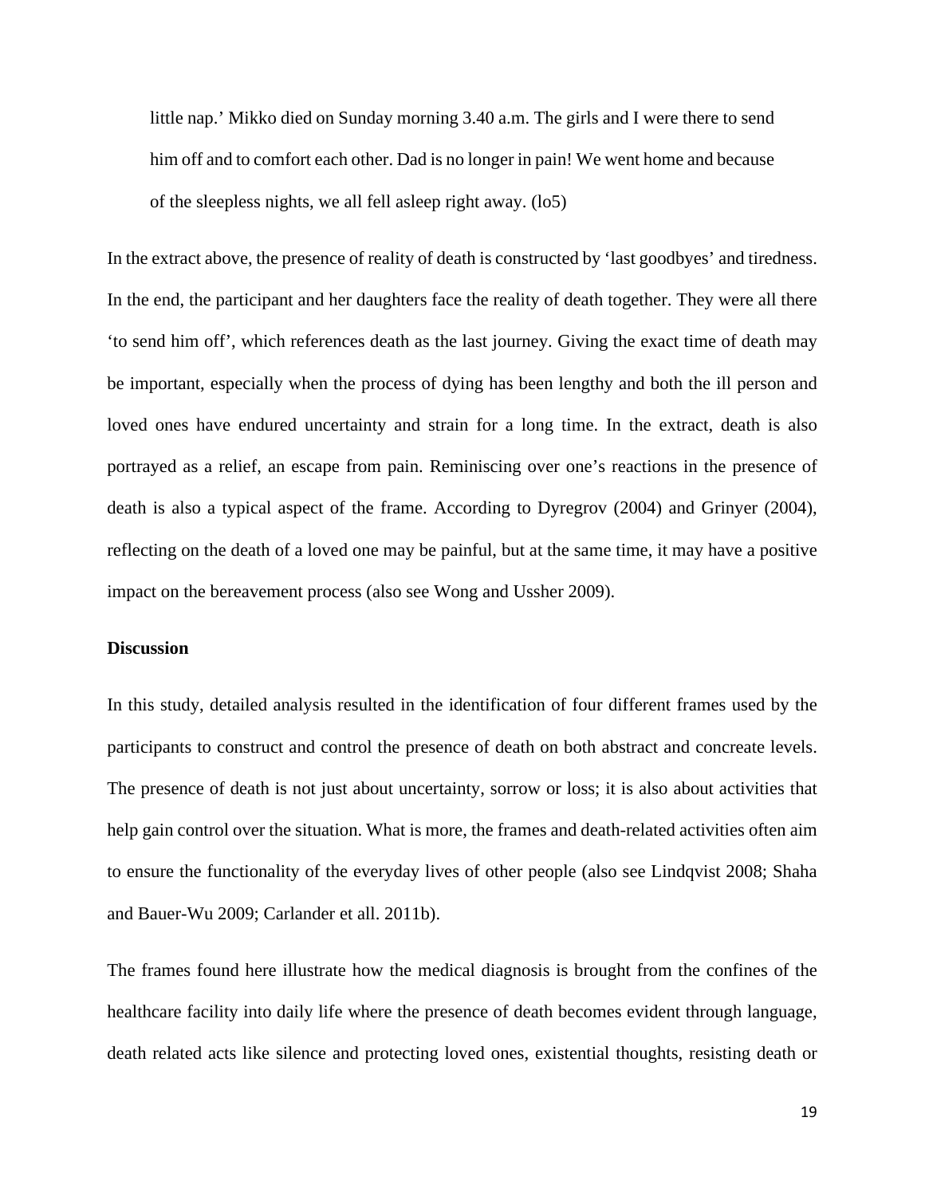> little nap.' Mikko died on Sunday morning 3.40 a.m. The girls and I were there to send him off and to comfort each other. Dad is no longer in pain! We went home and because of the sleepless nights, we all fell asleep right away. (lo5)

In the extract above, the presence of reality of death is constructed by 'last goodbyes' and tiredness. In the end, the participant and her daughters face the reality of death together. They were all there 'to send him off', which references death as the last journey. Giving the exact time of death may be important, especially when the process of dying has been lengthy and both the ill person and loved ones have endured uncertainty and strain for a long time. In the extract, death is also portrayed as a relief, an escape from pain. Reminiscing over one's reactions in the presence of death is also a typical aspect of the frame. According to Dyregrov (2004) and Grinyer (2004), reflecting on the death of a loved one may be painful, but at the same time, it may have a positive impact on the bereavement process (also see Wong and Ussher 2009).

**Discussion**

In this study, detailed analysis resulted in the identification of four different frames used by the participants to construct and control the presence of death on both abstract and concreate levels. The presence of death is not just about uncertainty, sorrow or loss; it is also about activities that help gain control over the situation. What is more, the frames and death-related activities often aim to ensure the functionality of the everyday lives of other people (also see Lindqvist 2008; Shaha and Bauer-Wu 2009; Carlander et all. 2011b).

The frames found here illustrate how the medical diagnosis is brought from the confines of the healthcare facility into daily life where the presence of death becomes evident through language, death related acts like silence and protecting loved ones, existential thoughts, resisting death or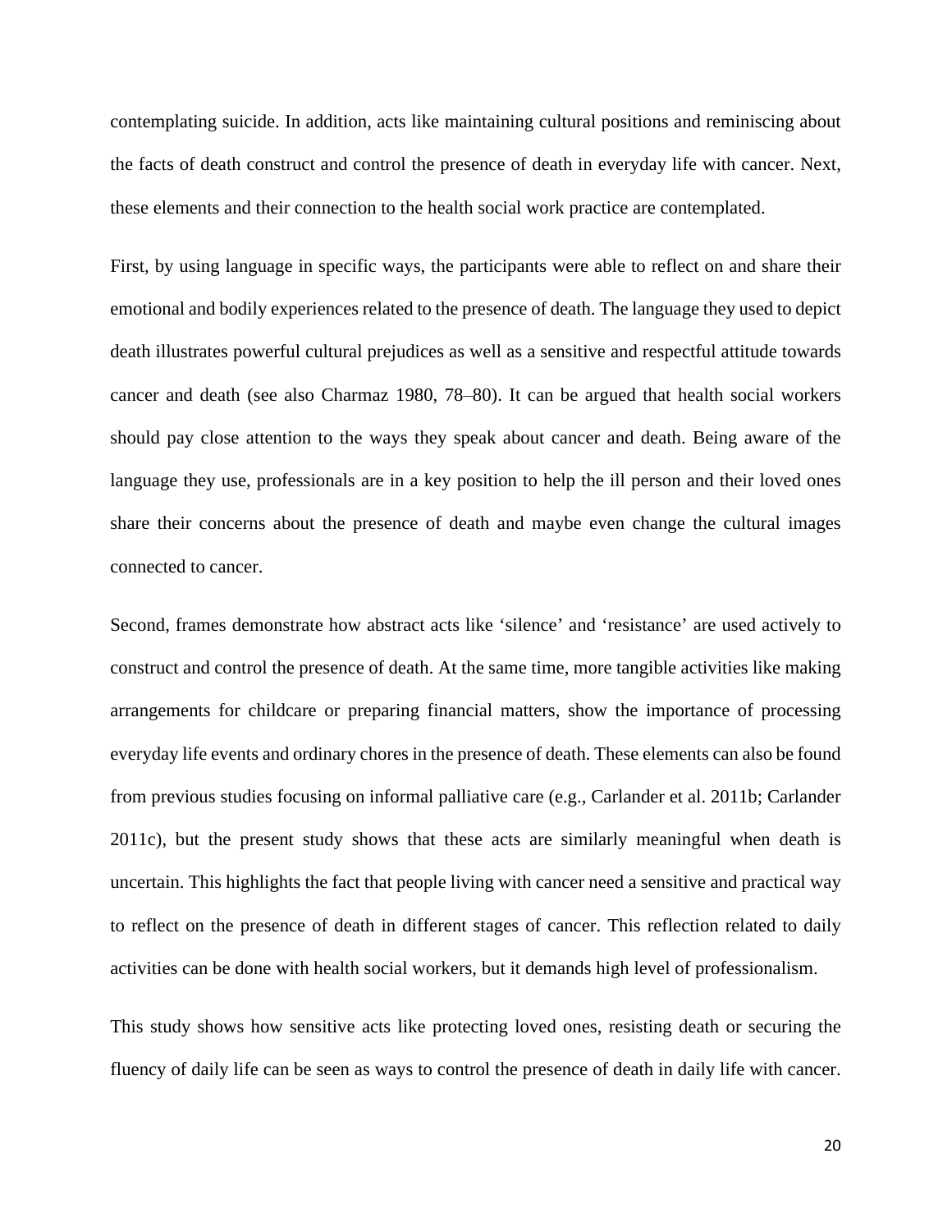contemplating suicide. In addition, acts like maintaining cultural positions and reminiscing about the facts of death construct and control the presence of death in everyday life with cancer. Next, these elements and their connection to the health social work practice are contemplated.

First, by using language in specific ways, the participants were able to reflect on and share their emotional and bodily experiences related to the presence of death. The language they used to depict death illustrates powerful cultural prejudices as well as a sensitive and respectful attitude towards cancer and death (see also Charmaz 1980, 78–80). It can be argued that health social workers should pay close attention to the ways they speak about cancer and death. Being aware of the language they use, professionals are in a key position to help the ill person and their loved ones share their concerns about the presence of death and maybe even change the cultural images connected to cancer.

Second, frames demonstrate how abstract acts like 'silence' and 'resistance' are used actively to construct and control the presence of death. At the same time, more tangible activities like making arrangements for childcare or preparing financial matters, show the importance of processing everyday life events and ordinary chores in the presence of death. These elements can also be found from previous studies focusing on informal palliative care (e.g., Carlander et al. 2011b; Carlander 2011c), but the present study shows that these acts are similarly meaningful when death is uncertain. This highlights the fact that people living with cancer need a sensitive and practical way to reflect on the presence of death in different stages of cancer. This reflection related to daily activities can be done with health social workers, but it demands high level of professionalism.

This study shows how sensitive acts like protecting loved ones, resisting death or securing the fluency of daily life can be seen as ways to control the presence of death in daily life with cancer.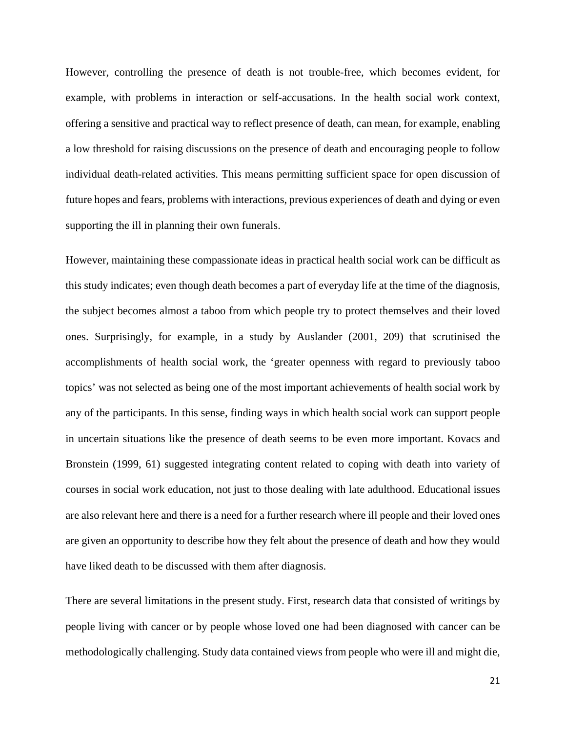However, controlling the presence of death is not trouble-free, which becomes evident, for example, with problems in interaction or self-accusations. In the health social work context, offering a sensitive and practical way to reflect presence of death, can mean, for example, enabling a low threshold for raising discussions on the presence of death and encouraging people to follow individual death-related activities. This means permitting sufficient space for open discussion of future hopes and fears, problems with interactions, previous experiences of death and dying or even supporting the ill in planning their own funerals.

However, maintaining these compassionate ideas in practical health social work can be difficult as this study indicates; even though death becomes a part of everyday life at the time of the diagnosis, the subject becomes almost a taboo from which people try to protect themselves and their loved ones. Surprisingly, for example, in a study by Auslander (2001, 209) that scrutinised the accomplishments of health social work, the 'greater openness with regard to previously taboo topics' was not selected as being one of the most important achievements of health social work by any of the participants. In this sense, finding ways in which health social work can support people in uncertain situations like the presence of death seems to be even more important. Kovacs and Bronstein (1999, 61) suggested integrating content related to coping with death into variety of courses in social work education, not just to those dealing with late adulthood. Educational issues are also relevant here and there is a need for a further research where ill people and their loved ones are given an opportunity to describe how they felt about the presence of death and how they would have liked death to be discussed with them after diagnosis.

There are several limitations in the present study. First, research data that consisted of writings by people living with cancer or by people whose loved one had been diagnosed with cancer can be methodologically challenging. Study data contained views from people who were ill and might die,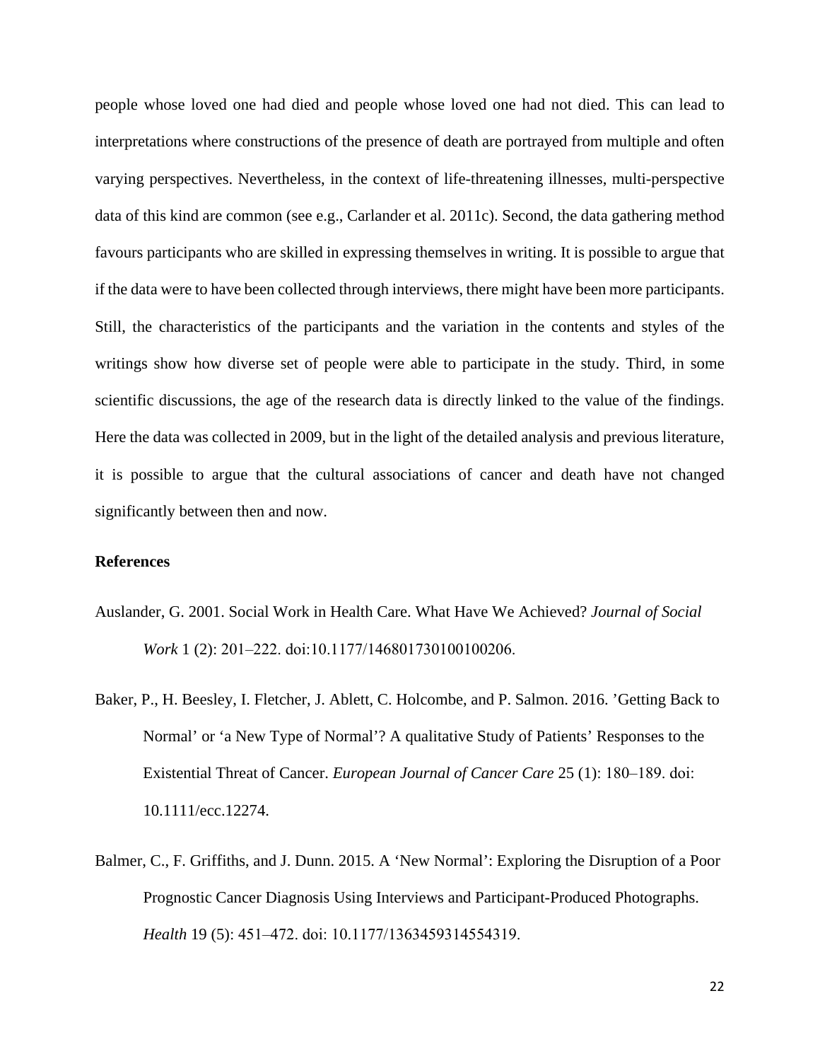people whose loved one had died and people whose loved one had not died. This can lead to interpretations where constructions of the presence of death are portrayed from multiple and often varying perspectives. Nevertheless, in the context of life-threatening illnesses, multi-perspective data of this kind are common (see e.g., Carlander et al. 2011c). Second, the data gathering method favours participants who are skilled in expressing themselves in writing. It is possible to argue that if the data were to have been collected through interviews, there might have been more participants. Still, the characteristics of the participants and the variation in the contents and styles of the writings show how diverse set of people were able to participate in the study. Third, in some scientific discussions, the age of the research data is directly linked to the value of the findings. Here the data was collected in 2009, but in the light of the detailed analysis and previous literature, it is possible to argue that the cultural associations of cancer and death have not changed significantly between then and now.

**References**

Auslander, G. 2001. Social Work in Health Care. What Have We Achieved? *Journal of Social Work* 1 (2): 201–222. doi:10.1177/146801730100100206.

Baker, P., H. Beesley, I. Fletcher, J. Ablett, C. Holcombe, and P. Salmon. 2016. 'Getting Back to Normal' or 'a New Type of Normal'? A qualitative Study of Patients' Responses to the Existential Threat of Cancer. *European Journal of Cancer Care* 25 (1): 180–189. doi: 10.1111/ecc.12274.

Balmer, C., F. Griffiths, and J. Dunn. 2015. A 'New Normal': Exploring the Disruption of a Poor Prognostic Cancer Diagnosis Using Interviews and Participant-Produced Photographs. *Health* 19 (5): 451–472. doi: 10.1177/1363459314554319.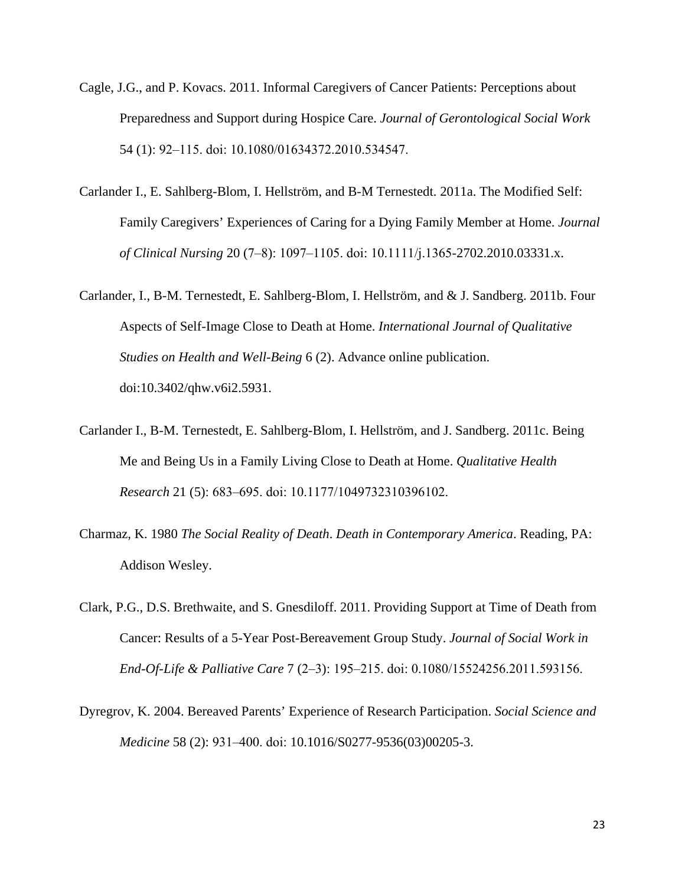Cagle, J.G., and P. Kovacs. 2011. Informal Caregivers of Cancer Patients: Perceptions about Preparedness and Support during Hospice Care. *Journal of Gerontological Social Work* 54 (1): 92–115. doi: 10.1080/01634372.2010.534547.

Carlander I., E. Sahlberg-Blom, I. Hellström, and B-M Ternestedt. 2011a. The Modified Self: Family Caregivers' Experiences of Caring for a Dying Family Member at Home. *Journal of Clinical Nursing* 20 (7–8): 1097–1105. doi: 10.1111/j.1365-2702.2010.03331.x.

Carlander, I., B-M. Ternestedt, E. Sahlberg-Blom, I. Hellström, and & J. Sandberg. 2011b. Four Aspects of Self-Image Close to Death at Home. *International Journal of Qualitative Studies on Health and Well-Being* 6 (2). Advance online publication. doi:10.3402/qhw.v6i2.5931.

Carlander I., B-M. Ternestedt, E. Sahlberg-Blom, I. Hellström, and J. Sandberg. 2011c. Being Me and Being Us in a Family Living Close to Death at Home. *Qualitative Health Research* 21 (5): 683–695. doi: 10.1177/1049732310396102.

Charmaz, K. 1980 *The Social Reality of Death*. *Death in Contemporary America*. Reading, PA: Addison Wesley.

Clark, P.G., D.S. Brethwaite, and S. Gnesdiloff. 2011. Providing Support at Time of Death from Cancer: Results of a 5-Year Post-Bereavement Group Study. *Journal of Social Work in End-Of-Life & Palliative Care* 7 (2–3): 195–215. doi: 0.1080/15524256.2011.593156.

Dyregrov, K. 2004. Bereaved Parents' Experience of Research Participation. *Social Science and Medicine* 58 (2): 931–400. doi: 10.1016/S0277-9536(03)00205-3.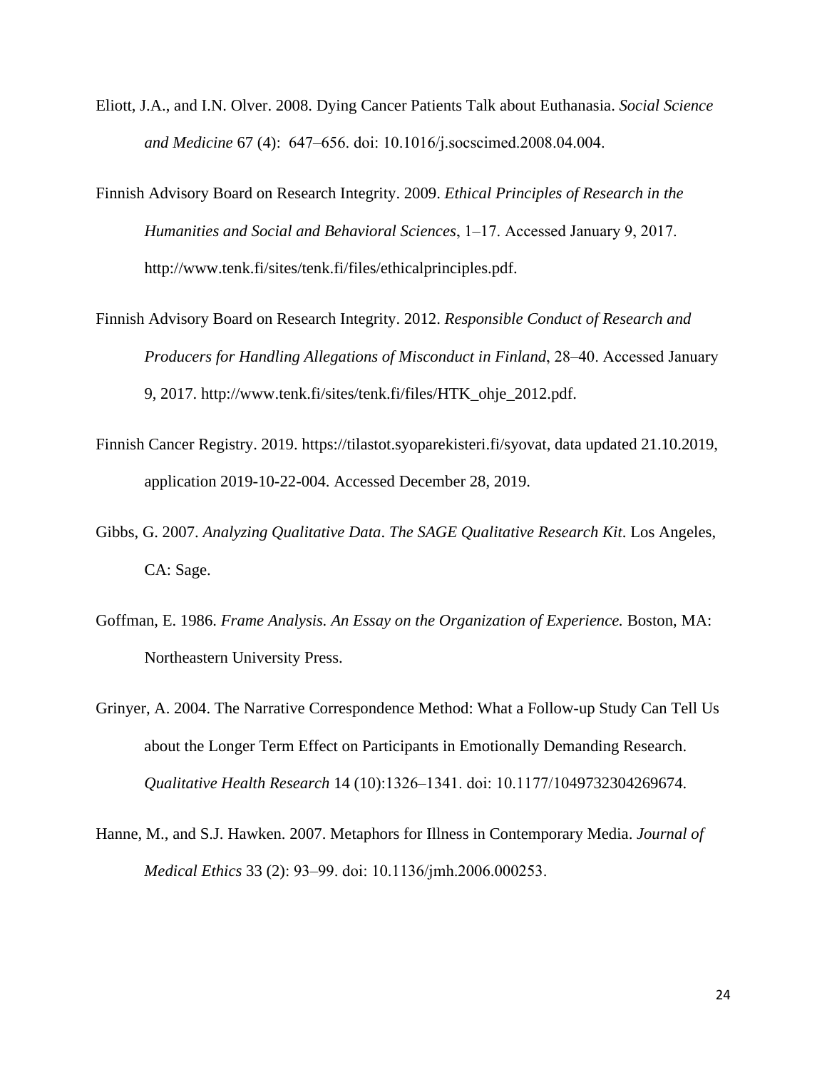Eliott, J.A., and I.N. Olver. 2008. Dying Cancer Patients Talk about Euthanasia. *Social Science and Medicine* 67 (4): 647–656. doi: 10.1016/j.socscimed.2008.04.004.

Finnish Advisory Board on Research Integrity. 2009. *Ethical Principles of Research in the Humanities and Social and Behavioral Sciences*, 1–17. Accessed January 9, 2017. http://www.tenk.fi/sites/tenk.fi/files/ethicalprinciples.pdf.

Finnish Advisory Board on Research Integrity. 2012. *Responsible Conduct of Research and Producers for Handling Allegations of Misconduct in Finland*, 28–40. Accessed January 9, 2017. http://www.tenk.fi/sites/tenk.fi/files/HTK_ohje_2012.pdf.

Finnish Cancer Registry. 2019. https://tilastot.syoparekisteri.fi/syovat, data updated 21.10.2019, application 2019-10-22-004. Accessed December 28, 2019.

Gibbs, G. 2007. *Analyzing Qualitative Data*. *The SAGE Qualitative Research Kit*. Los Angeles, CA: Sage.

Goffman, E. 1986. *Frame Analysis. An Essay on the Organization of Experience.* Boston, MA: Northeastern University Press.

Grinyer, A. 2004. The Narrative Correspondence Method: What a Follow-up Study Can Tell Us about the Longer Term Effect on Participants in Emotionally Demanding Research. *Qualitative Health Research* 14 (10):1326–1341. doi: 10.1177/1049732304269674.

Hanne, M., and S.J. Hawken. 2007. Metaphors for Illness in Contemporary Media. *Journal of Medical Ethics* 33 (2): 93–99. doi: 10.1136/jmh.2006.000253.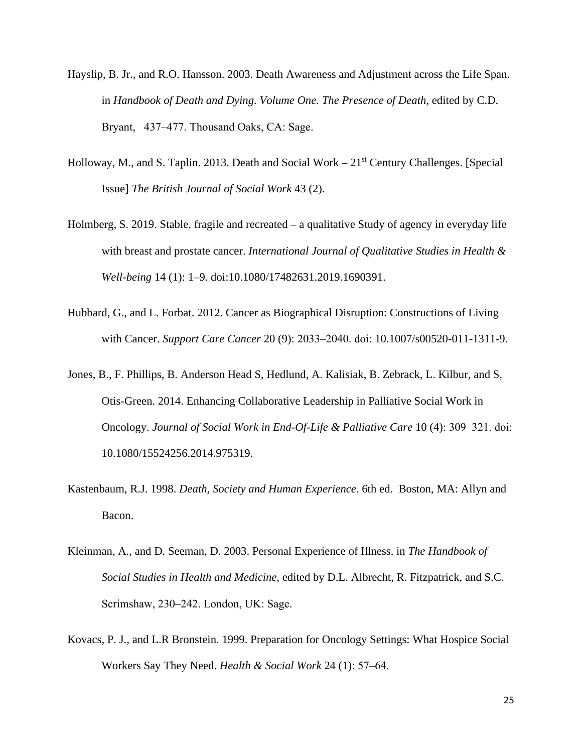Hayslip, B. Jr., and R.O. Hansson. 2003. Death Awareness and Adjustment across the Life Span. in *Handbook of Death and Dying. Volume One. The Presence of Death*, edited by C.D. Bryant, 437–477. Thousand Oaks, CA: Sage.

Holloway, M., and S. Taplin. 2013. Death and Social Work – 21st Century Challenges. [Special Issue] *The British Journal of Social Work* 43 (2).

Holmberg, S. 2019. Stable, fragile and recreated – a qualitative Study of agency in everyday life with breast and prostate cancer. *International Journal of Qualitative Studies in Health & Well-being* 14 (1): 1–9. doi:10.1080/17482631.2019.1690391.

Hubbard, G., and L. Forbat. 2012. Cancer as Biographical Disruption: Constructions of Living with Cancer. *Support Care Cancer* 20 (9): 2033–2040. doi: 10.1007/s00520-011-1311-9.

Jones, B., F. Phillips, B. Anderson Head S, Hedlund, A. Kalisiak, B. Zebrack, L. Kilbur, and S, Otis-Green. 2014. Enhancing Collaborative Leadership in Palliative Social Work in Oncology. *Journal of Social Work in End-Of-Life & Palliative Care* 10 (4): 309–321. doi: 10.1080/15524256.2014.975319.

Kastenbaum, R.J. 1998. *Death, Society and Human Experience*. 6th ed. Boston, MA: Allyn and Bacon.

Kleinman, A., and D. Seeman, D. 2003. Personal Experience of Illness. in *The Handbook of Social Studies in Health and Medicine*, edited by D.L. Albrecht, R. Fitzpatrick, and S.C. Scrimshaw, 230–242. London, UK: Sage.

Kovacs, P. J., and L.R Bronstein. 1999. Preparation for Oncology Settings: What Hospice Social Workers Say They Need. *Health & Social Work* 24 (1): 57–64.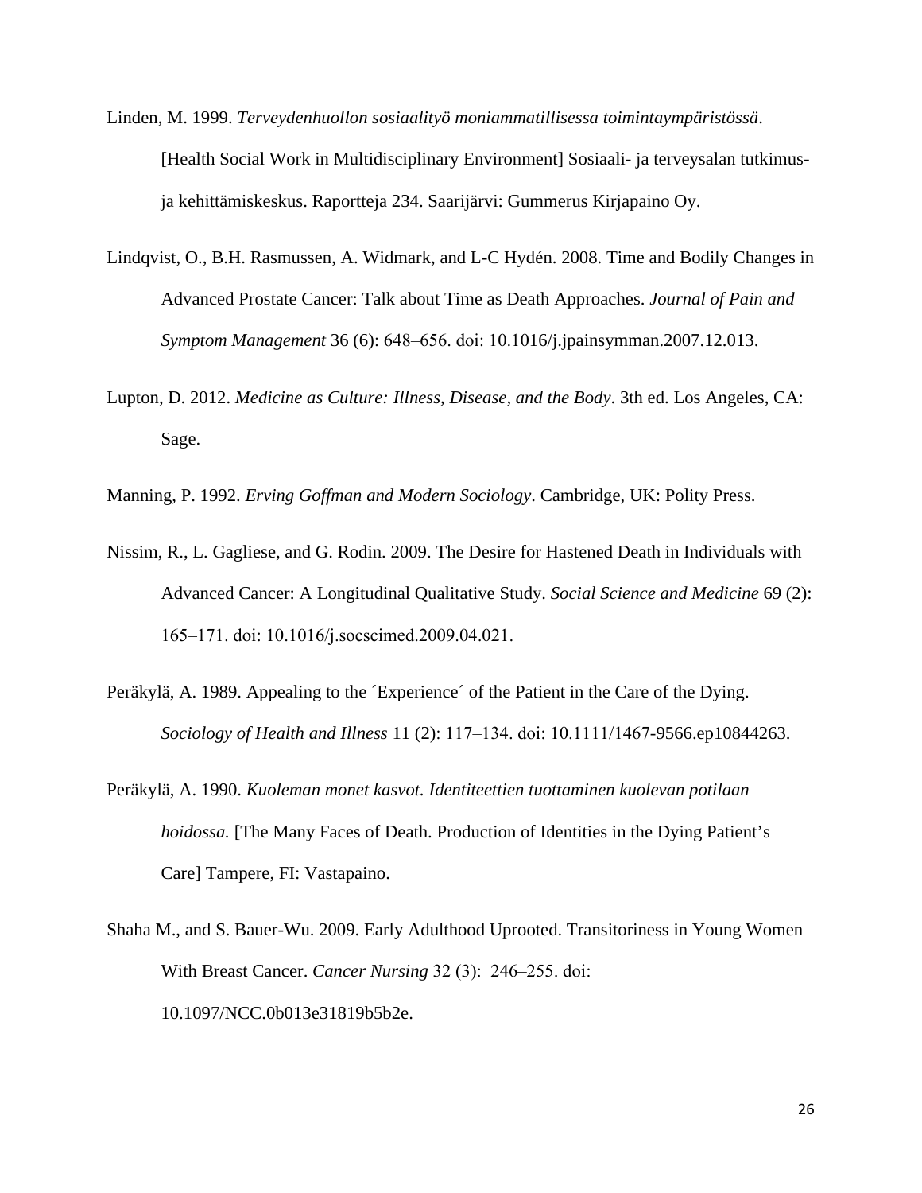Linden, M. 1999. *Terveydenhuollon sosiaalityö moniammatillisessa toimintaympäristössä*. [Health Social Work in Multidisciplinary Environment] Sosiaali- ja terveysalan tutkimus- ja kehittämiskeskus. Raportteja 234. Saarijärvi: Gummerus Kirjapaino Oy.

Lindqvist, O., B.H. Rasmussen, A. Widmark, and L-C Hydén. 2008. Time and Bodily Changes in Advanced Prostate Cancer: Talk about Time as Death Approaches. *Journal of Pain and Symptom Management* 36 (6): 648–656. doi: 10.1016/j.jpainsymman.2007.12.013.

Lupton, D. 2012. *Medicine as Culture: Illness, Disease, and the Body*. 3th ed. Los Angeles, CA: Sage.

Manning, P. 1992. *Erving Goffman and Modern Sociology*. Cambridge, UK: Polity Press.

Nissim, R., L. Gagliese, and G. Rodin. 2009. The Desire for Hastened Death in Individuals with Advanced Cancer: A Longitudinal Qualitative Study. *Social Science and Medicine* 69 (2): 165–171. doi: 10.1016/j.socscimed.2009.04.021.

Peräkylä, A. 1989. Appealing to the ´Experience´ of the Patient in the Care of the Dying. *Sociology of Health and Illness* 11 (2): 117–134. doi: 10.1111/1467-9566.ep10844263.

Peräkylä, A. 1990. *Kuoleman monet kasvot. Identiteettien tuottaminen kuolevan potilaan hoidossa.* [The Many Faces of Death. Production of Identities in the Dying Patient's Care] Tampere, FI: Vastapaino.

Shaha M., and S. Bauer-Wu. 2009. Early Adulthood Uprooted. Transitoriness in Young Women With Breast Cancer. *Cancer Nursing* 32 (3): 246–255. doi: 10.1097/NCC.0b013e31819b5b2e.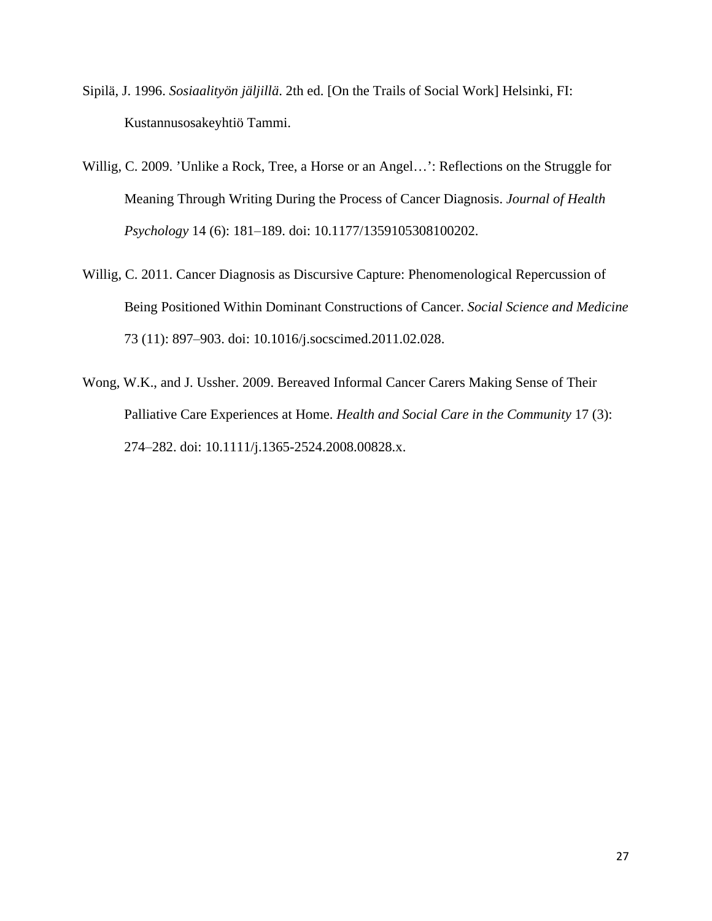Sipilä, J. 1996. *Sosiaalityön jäljillä*. 2th ed. [On the Trails of Social Work] Helsinki, FI: Kustannusosakeyhtiö Tammi.

Willig, C. 2009. ’Unlike a Rock, Tree, a Horse or an Angel…’: Reflections on the Struggle for Meaning Through Writing During the Process of Cancer Diagnosis. *Journal of Health Psychology* 14 (6): 181–189. doi: 10.1177/1359105308100202.

Willig, C. 2011. Cancer Diagnosis as Discursive Capture: Phenomenological Repercussion of Being Positioned Within Dominant Constructions of Cancer. *Social Science and Medicine* 73 (11): 897–903. doi: 10.1016/j.socscimed.2011.02.028.

Wong, W.K., and J. Ussher. 2009. Bereaved Informal Cancer Carers Making Sense of Their Palliative Care Experiences at Home. *Health and Social Care in the Community* 17 (3): 274–282. doi: 10.1111/j.1365-2524.2008.00828.x.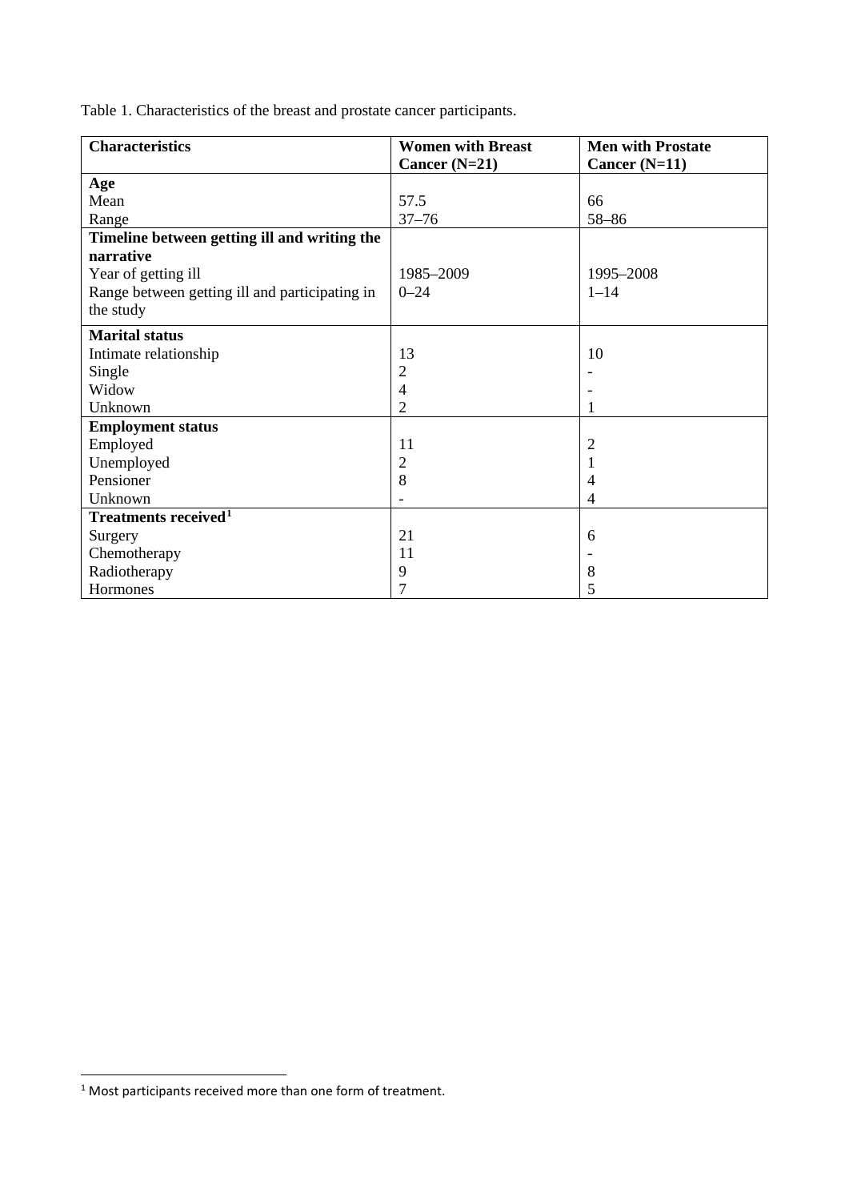Table 1. Characteristics of the breast and prostate cancer participants.

| Characteristics | Women with Breast Cancer (N=21) | Men with Prostate Cancer (N=11) |
|---|---|---|
| **Age** | | |
| Mean | 57.5 | 66 |
| Range | 37–76 | 58–86 |
| **Timeline between getting ill and writing the narrative** | | |
| Year of getting ill | 1985–2009 | 1995–2008 |
| Range between getting ill and participating in the study | 0–24 | 1–14 |
| **Marital status** | | |
| Intimate relationship | 13 | 10 |
| Single | 2 | - |
| Widow | 4 | - |
| Unknown | 2 | 1 |
| **Employment status** | | |
| Employed | 11 | 2 |
| Unemployed | 2 | 1 |
| Pensioner | 8 | 4 |
| Unknown | - | 4 |
| **Treatments received**[1] | | |
| Surgery | 21 | 6 |
| Chemotherapy | 11 | - |
| Radiotherapy | 9 | 8 |
| Hormones | 7 | 5 |

[1] Most participants received more than one form of treatment.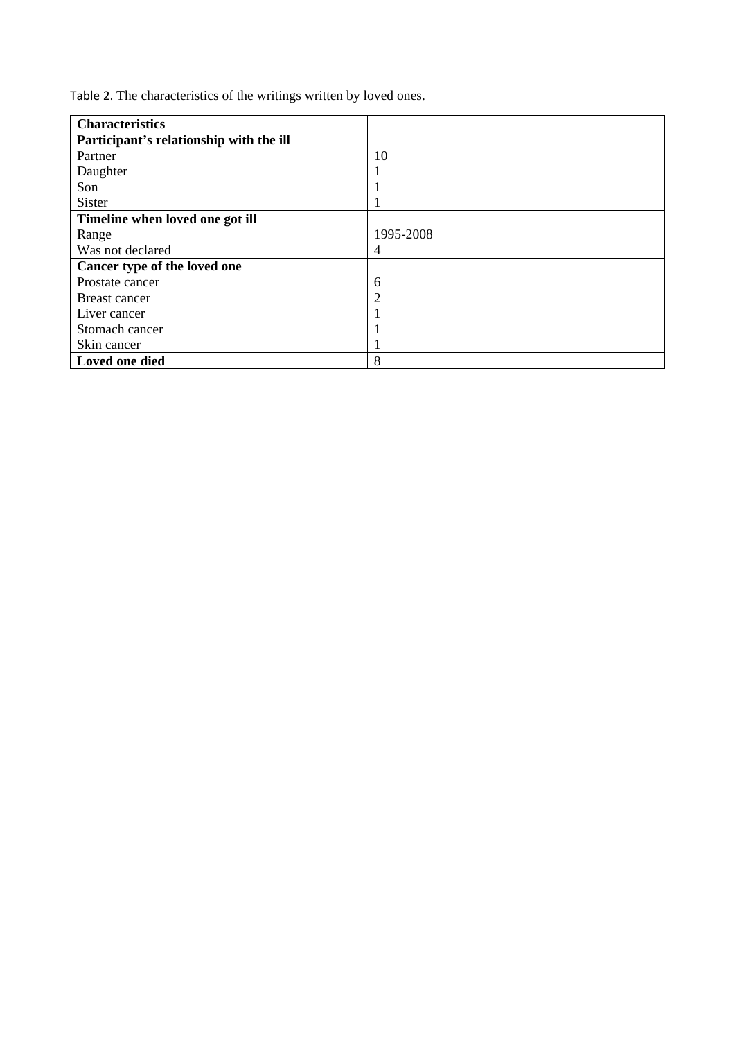Table 2. The characteristics of the writings written by loved ones.

| **Characteristics** | |
|---|---|
| **Participant's relationship with the ill** | |
| Partner | 10 |
| Daughter | 1 |
| Son | 1 |
| Sister | 1 |
| **Timeline when loved one got ill** | |
| Range | 1995-2008 |
| Was not declared | 4 |
| **Cancer type of the loved one** | |
| Prostate cancer | 6 |
| Breast cancer | 2 |
| Liver cancer | 1 |
| Stomach cancer | 1 |
| Skin cancer | 1 |
| **Loved one died** | 8 |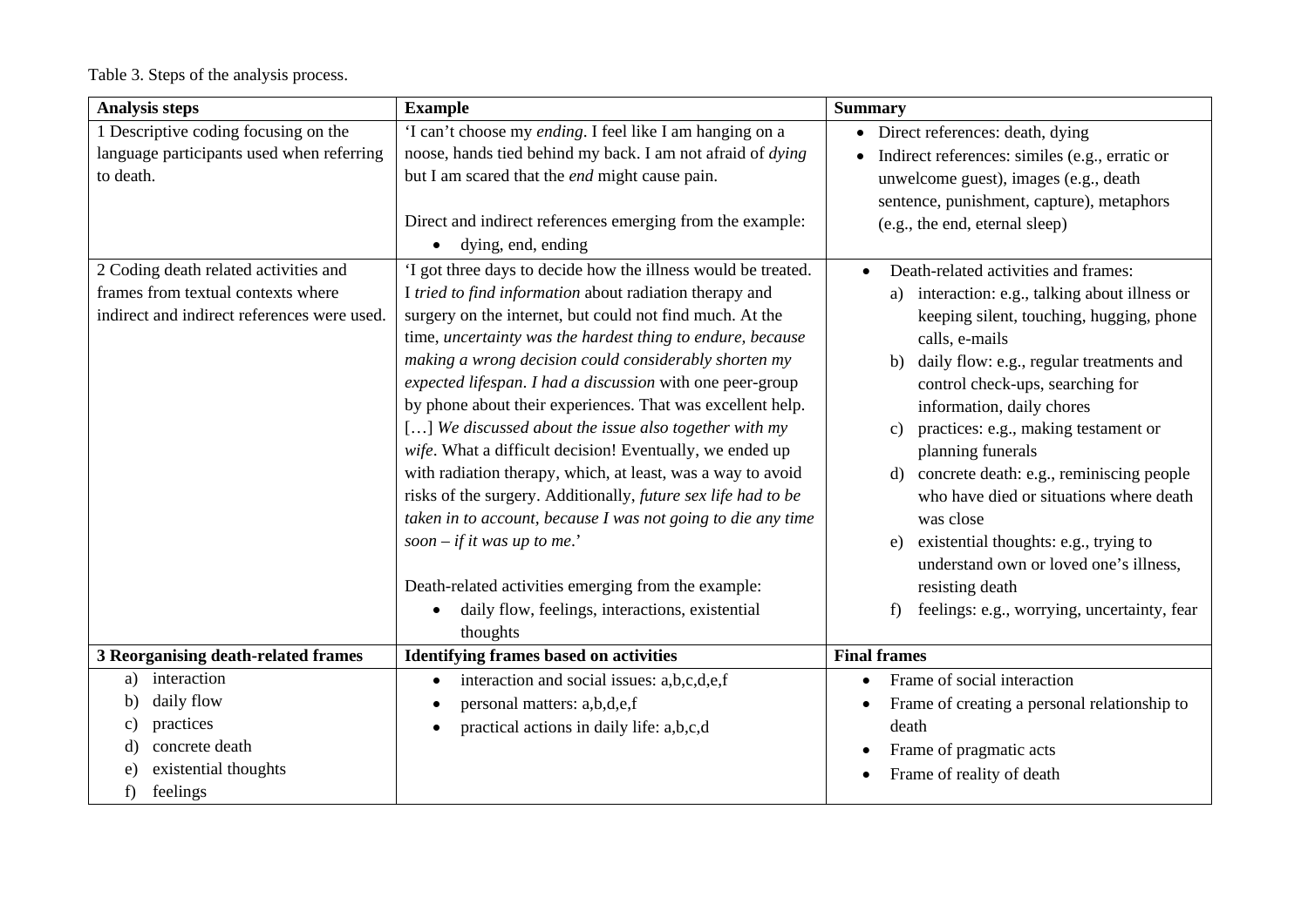Table 3. Steps of the analysis process.

| **Analysis steps** | **Example** | **Summary** |
|---|---|---|
| 1 Descriptive coding focusing on the language participants used when referring to death. | 'I can't choose my *ending*. I feel like I am hanging on a noose, hands tied behind my back. I am not afraid of *dying* but I am scared that the *end* might cause pain.<br><br>Direct and indirect references emerging from the example:<br>• dying, end, ending | • Direct references: death, dying<br>• Indirect references: similes (e.g., erratic or unwelcome guest), images (e.g., death sentence, punishment, capture), metaphors (e.g., the end, eternal sleep) |
| 2 Coding death related activities and frames from textual contexts where indirect and indirect references were used. | 'I got three days to decide how the illness would be treated. I *tried to find information* about radiation therapy and surgery on the internet, but could not find much. At the time, *uncertainty was the hardest thing to endure, because making a wrong decision could considerably shorten my expected lifespan*. *I had a discussion* with one peer-group by phone about their experiences. That was excellent help. […] *We discussed about the issue also together with my wife*. What a difficult decision! Eventually, we ended up with radiation therapy, which, at least, was a way to avoid risks of the surgery. Additionally, *future sex life had to be taken in to account, because I was not going to die any time soon – if it was up to me*.'<br><br>Death-related activities emerging from the example:<br>• daily flow, feelings, interactions, existential thoughts | • Death-related activities and frames:<br>a) interaction: e.g., talking about illness or keeping silent, touching, hugging, phone calls, e-mails<br>b) daily flow: e.g., regular treatments and control check-ups, searching for information, daily chores<br>c) practices: e.g., making testament or planning funerals<br>d) concrete death: e.g., reminiscing people who have died or situations where death was close<br>e) existential thoughts: e.g., trying to understand own or loved one's illness, resisting death<br>f) feelings: e.g., worrying, uncertainty, fear |
| **3 Reorganising death-related frames** | **Identifying frames based on activities** | **Final frames** |
| a) interaction<br>b) daily flow<br>c) practices<br>d) concrete death<br>e) existential thoughts<br>f) feelings | • interaction and social issues: a,b,c,d,e,f<br>• personal matters: a,b,d,e,f<br>• practical actions in daily life: a,b,c,d | • Frame of social interaction<br>• Frame of creating a personal relationship to death<br>• Frame of pragmatic acts<br>• Frame of reality of death |